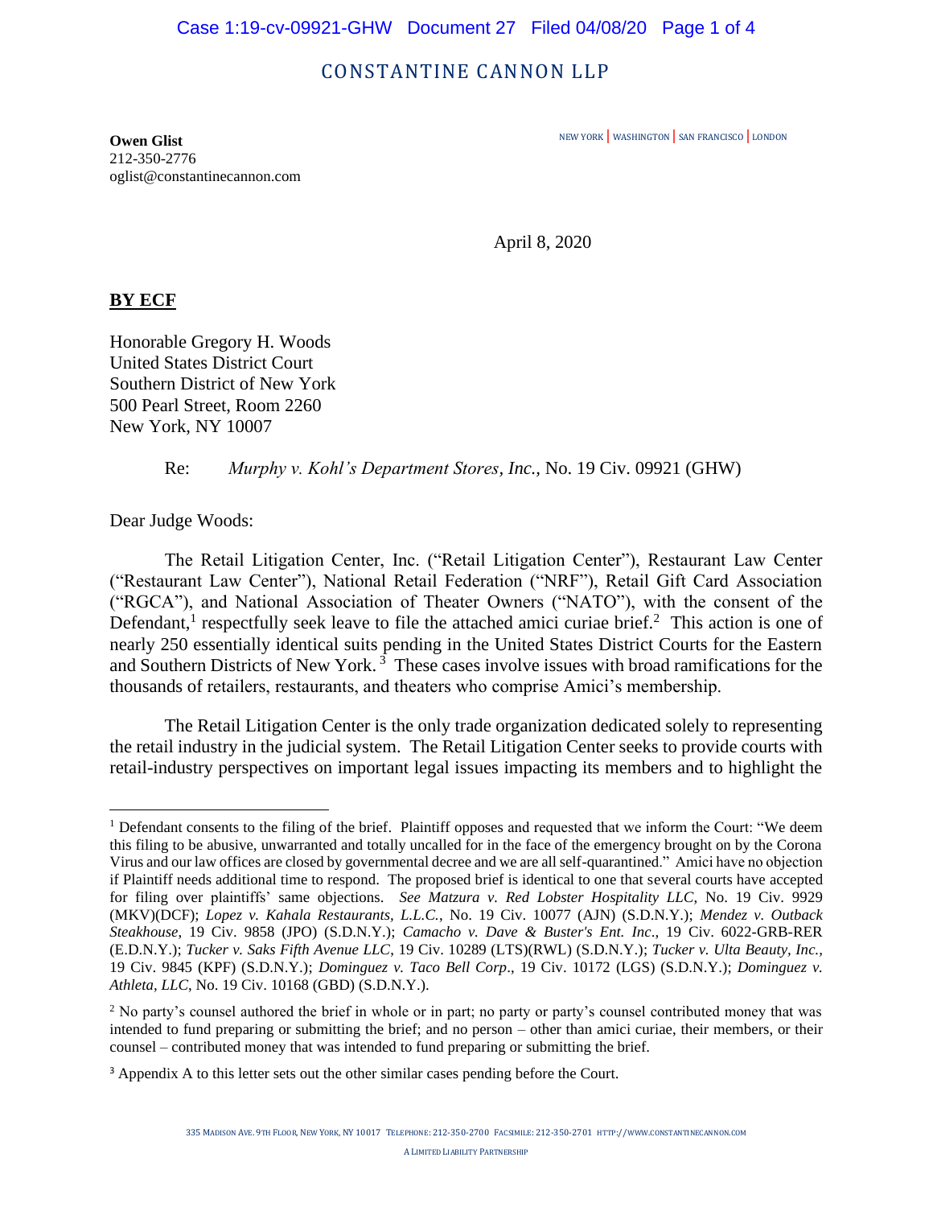# CONSTANTINE CANNON LLP

**Owen Glist**
212-350-2776
oglist@constantinecannon.com

NEW YORK | WASHINGTON | SAN FRANCISCO | LONDON

April 8, 2020

**BY ECF**

Honorable Gregory H. Woods
United States District Court
Southern District of New York
500 Pearl Street, Room 2260
New York, NY 10007

Re: *Murphy v. Kohl's Department Stores, Inc.*, No. 19 Civ. 09921 (GHW)

Dear Judge Woods:

The Retail Litigation Center, Inc. ("Retail Litigation Center"), Restaurant Law Center ("Restaurant Law Center"), National Retail Federation ("NRF"), Retail Gift Card Association ("RGCA"), and National Association of Theater Owners ("NATO"), with the consent of the Defendant,[1] respectfully seek leave to file the attached amici curiae brief.[2] This action is one of nearly 250 essentially identical suits pending in the United States District Courts for the Eastern and Southern Districts of New York.[3] These cases involve issues with broad ramifications for the thousands of retailers, restaurants, and theaters who comprise Amici's membership.

The Retail Litigation Center is the only trade organization dedicated solely to representing the retail industry in the judicial system. The Retail Litigation Center seeks to provide courts with retail-industry perspectives on important legal issues impacting its members and to highlight the

---

[1] Defendant consents to the filing of the brief. Plaintiff opposes and requested that we inform the Court: "We deem this filing to be abusive, unwarranted and totally uncalled for in the face of the emergency brought on by the Corona Virus and our law offices are closed by governmental decree and we are all self-quarantined." Amici have no objection if Plaintiff needs additional time to respond. The proposed brief is identical to one that several courts have accepted for filing over plaintiffs' same objections. *See Matzura v. Red Lobster Hospitality LLC*, No. 19 Civ. 9929 (MKV)(DCF); *Lopez v. Kahala Restaurants, L.L.C.*, No. 19 Civ. 10077 (AJN) (S.D.N.Y.); *Mendez v. Outback Steakhouse*, 19 Civ. 9858 (JPO) (S.D.N.Y.); *Camacho v. Dave & Buster's Ent. Inc*., 19 Civ. 6022-GRB-RER (E.D.N.Y.); *Tucker v. Saks Fifth Avenue LLC*, 19 Civ. 10289 (LTS)(RWL) (S.D.N.Y.); *Tucker v. Ulta Beauty, Inc.*, 19 Civ. 9845 (KPF) (S.D.N.Y.); *Dominguez v. Taco Bell Corp*., 19 Civ. 10172 (LGS) (S.D.N.Y.); *Dominguez v. Athleta, LLC*, No. 19 Civ. 10168 (GBD) (S.D.N.Y.).

[2] No party's counsel authored the brief in whole or in part; no party or party's counsel contributed money that was intended to fund preparing or submitting the brief; and no person – other than amici curiae, their members, or their counsel – contributed money that was intended to fund preparing or submitting the brief.

[3] Appendix A to this letter sets out the other similar cases pending before the Court.

335 MADISON AVE. 9TH FLOOR, NEW YORK, NY 10017 TELEPHONE: 212-350-2700 FACSIMILE: 212-350-2701 HTTP://WWW.CONSTANTINECANNON.COM

A LIMITED LIABILITY PARTNERSHIP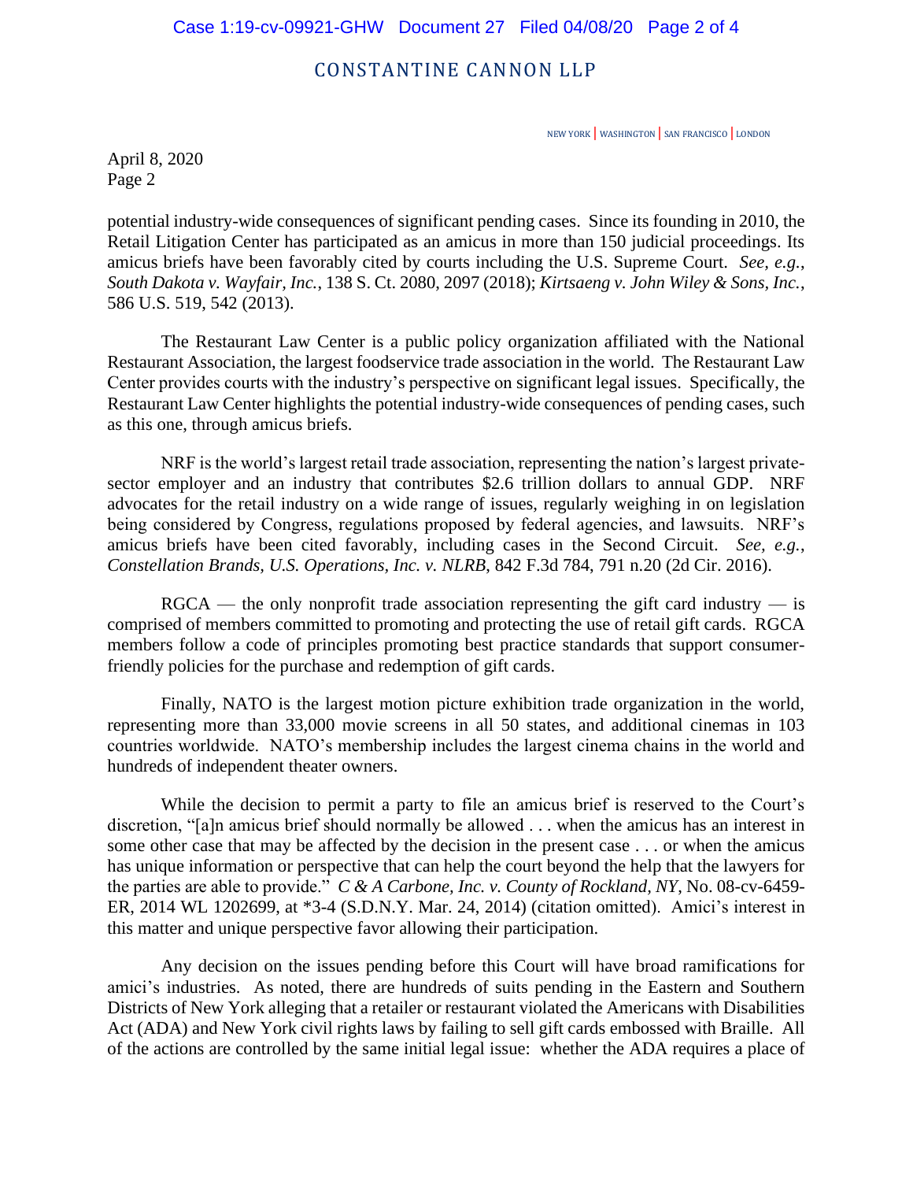potential industry-wide consequences of significant pending cases. Since its founding in 2010, the Retail Litigation Center has participated as an amicus in more than 150 judicial proceedings. Its amicus briefs have been favorably cited by courts including the U.S. Supreme Court. *See, e.g.*, *South Dakota v. Wayfair, Inc.*, 138 S. Ct. 2080, 2097 (2018); *Kirtsaeng v. John Wiley & Sons, Inc.*, 586 U.S. 519, 542 (2013).

The Restaurant Law Center is a public policy organization affiliated with the National Restaurant Association, the largest foodservice trade association in the world. The Restaurant Law Center provides courts with the industry's perspective on significant legal issues. Specifically, the Restaurant Law Center highlights the potential industry-wide consequences of pending cases, such as this one, through amicus briefs.

NRF is the world's largest retail trade association, representing the nation's largest private-sector employer and an industry that contributes $2.6 trillion dollars to annual GDP. NRF advocates for the retail industry on a wide range of issues, regularly weighing in on legislation being considered by Congress, regulations proposed by federal agencies, and lawsuits. NRF's amicus briefs have been cited favorably, including cases in the Second Circuit. *See, e.g.*, *Constellation Brands, U.S. Operations, Inc. v. NLRB*, 842 F.3d 784, 791 n.20 (2d Cir. 2016).

RGCA — the only nonprofit trade association representing the gift card industry — is comprised of members committed to promoting and protecting the use of retail gift cards. RGCA members follow a code of principles promoting best practice standards that support consumer-friendly policies for the purchase and redemption of gift cards.

Finally, NATO is the largest motion picture exhibition trade organization in the world, representing more than 33,000 movie screens in all 50 states, and additional cinemas in 103 countries worldwide. NATO's membership includes the largest cinema chains in the world and hundreds of independent theater owners.

While the decision to permit a party to file an amicus brief is reserved to the Court's discretion, "[a]n amicus brief should normally be allowed . . . when the amicus has an interest in some other case that may be affected by the decision in the present case . . . or when the amicus has unique information or perspective that can help the court beyond the help that the lawyers for the parties are able to provide." *C & A Carbone, Inc. v. County of Rockland, NY*, No. 08-cv-6459-ER, 2014 WL 1202699, at *3-4 (S.D.N.Y. Mar. 24, 2014) (citation omitted). Amici's interest in this matter and unique perspective favor allowing their participation.

Any decision on the issues pending before this Court will have broad ramifications for amici's industries. As noted, there are hundreds of suits pending in the Eastern and Southern Districts of New York alleging that a retailer or restaurant violated the Americans with Disabilities Act (ADA) and New York civil rights laws by failing to sell gift cards embossed with Braille. All of the actions are controlled by the same initial legal issue: whether the ADA requires a place of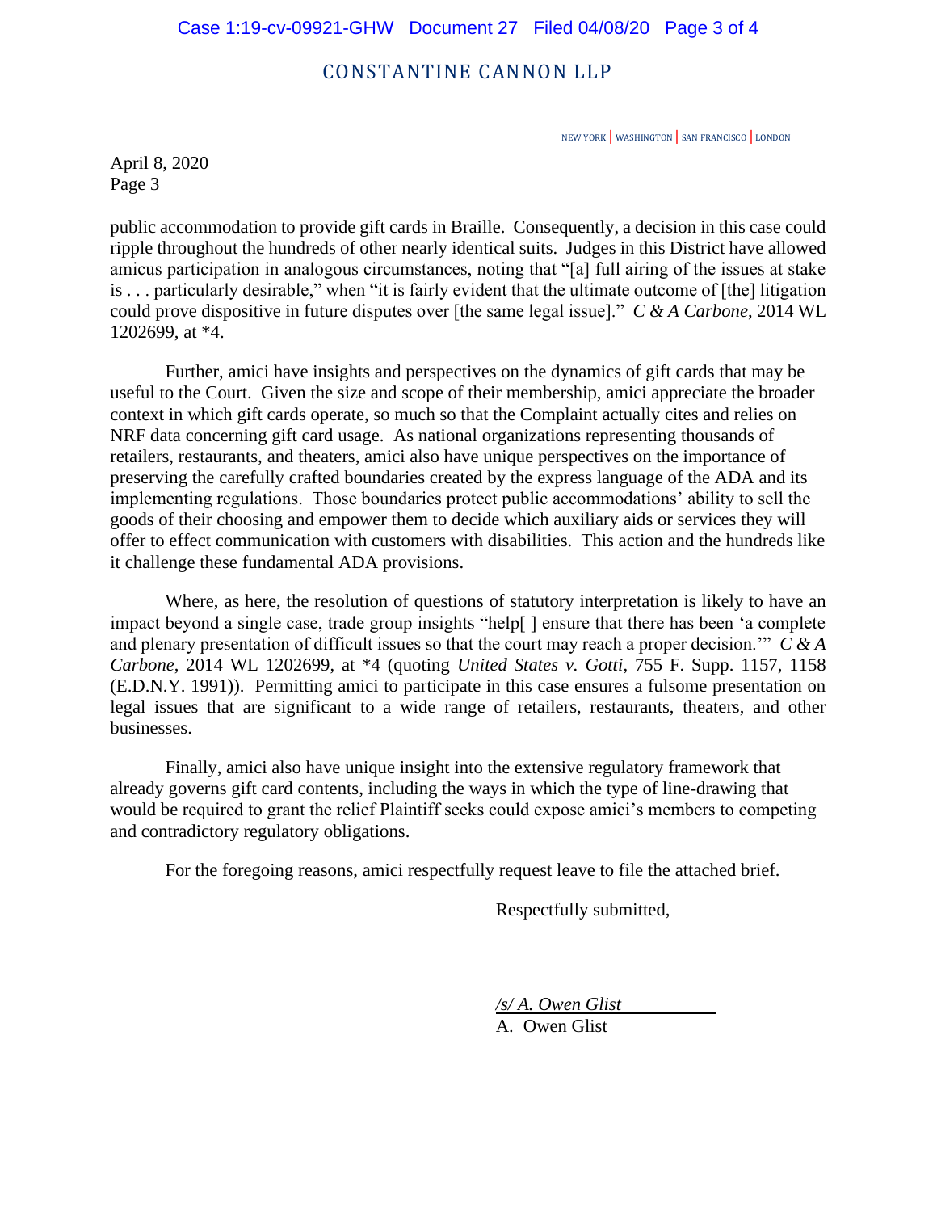CONSTANTINE CANNON LLP

NEW YORK | WASHINGTON | SAN FRANCISCO | LONDON

April 8, 2020
Page 3

public accommodation to provide gift cards in Braille. Consequently, a decision in this case could ripple throughout the hundreds of other nearly identical suits. Judges in this District have allowed amicus participation in analogous circumstances, noting that "[a] full airing of the issues at stake is . . . particularly desirable," when "it is fairly evident that the ultimate outcome of [the] litigation could prove dispositive in future disputes over [the same legal issue]." *C & A Carbone*, 2014 WL 1202699, at *4.

Further, amici have insights and perspectives on the dynamics of gift cards that may be useful to the Court. Given the size and scope of their membership, amici appreciate the broader context in which gift cards operate, so much so that the Complaint actually cites and relies on NRF data concerning gift card usage. As national organizations representing thousands of retailers, restaurants, and theaters, amici also have unique perspectives on the importance of preserving the carefully crafted boundaries created by the express language of the ADA and its implementing regulations. Those boundaries protect public accommodations' ability to sell the goods of their choosing and empower them to decide which auxiliary aids or services they will offer to effect communication with customers with disabilities. This action and the hundreds like it challenge these fundamental ADA provisions.

Where, as here, the resolution of questions of statutory interpretation is likely to have an impact beyond a single case, trade group insights "help[ ] ensure that there has been 'a complete and plenary presentation of difficult issues so that the court may reach a proper decision.'" *C & A Carbone*, 2014 WL 1202699, at *4 (quoting *United States v. Gotti*, 755 F. Supp. 1157, 1158 (E.D.N.Y. 1991)). Permitting amici to participate in this case ensures a fulsome presentation on legal issues that are significant to a wide range of retailers, restaurants, theaters, and other businesses.

Finally, amici also have unique insight into the extensive regulatory framework that already governs gift card contents, including the ways in which the type of line-drawing that would be required to grant the relief Plaintiff seeks could expose amici's members to competing and contradictory regulatory obligations.

For the foregoing reasons, amici respectfully request leave to file the attached brief.

Respectfully submitted,

*/s/ A. Owen Glist*

A. Owen Glist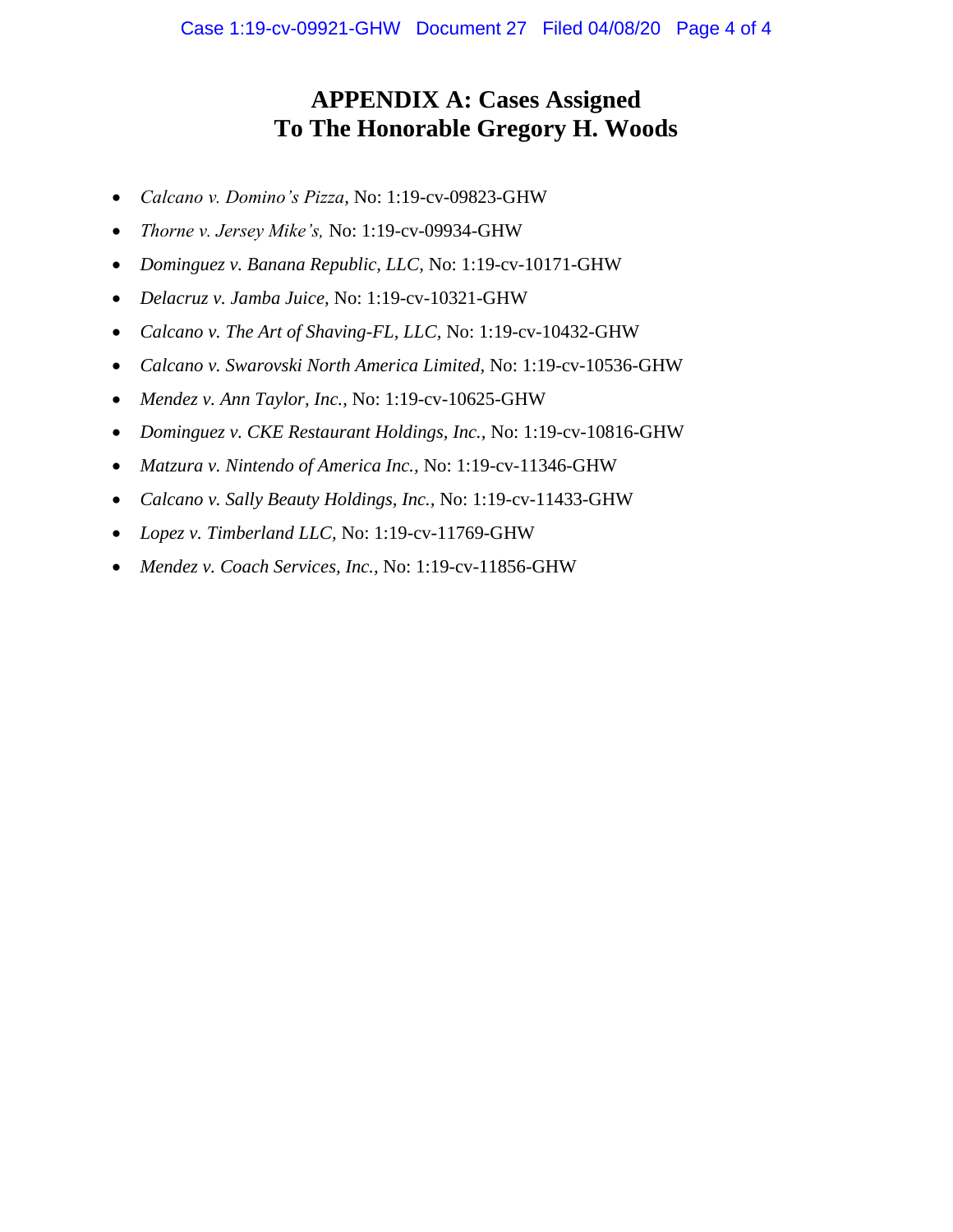# APPENDIX A: Cases Assigned To The Honorable Gregory H. Woods

- *Calcano v. Domino's Pizza*, No: 1:19-cv-09823-GHW
- *Thorne v. Jersey Mike's,* No: 1:19-cv-09934-GHW
- *Dominguez v. Banana Republic, LLC*, No: 1:19-cv-10171-GHW
- *Delacruz v. Jamba Juice*, No: 1:19-cv-10321-GHW
- *Calcano v. The Art of Shaving-FL, LLC*, No: 1:19-cv-10432-GHW
- *Calcano v. Swarovski North America Limited*, No: 1:19-cv-10536-GHW
- *Mendez v. Ann Taylor, Inc.*, No: 1:19-cv-10625-GHW
- *Dominguez v. CKE Restaurant Holdings, Inc.*, No: 1:19-cv-10816-GHW
- *Matzura v. Nintendo of America Inc.*, No: 1:19-cv-11346-GHW
- *Calcano v. Sally Beauty Holdings, Inc.*, No: 1:19-cv-11433-GHW
- *Lopez v. Timberland LLC*, No: 1:19-cv-11769-GHW
- *Mendez v. Coach Services, Inc.*, No: 1:19-cv-11856-GHW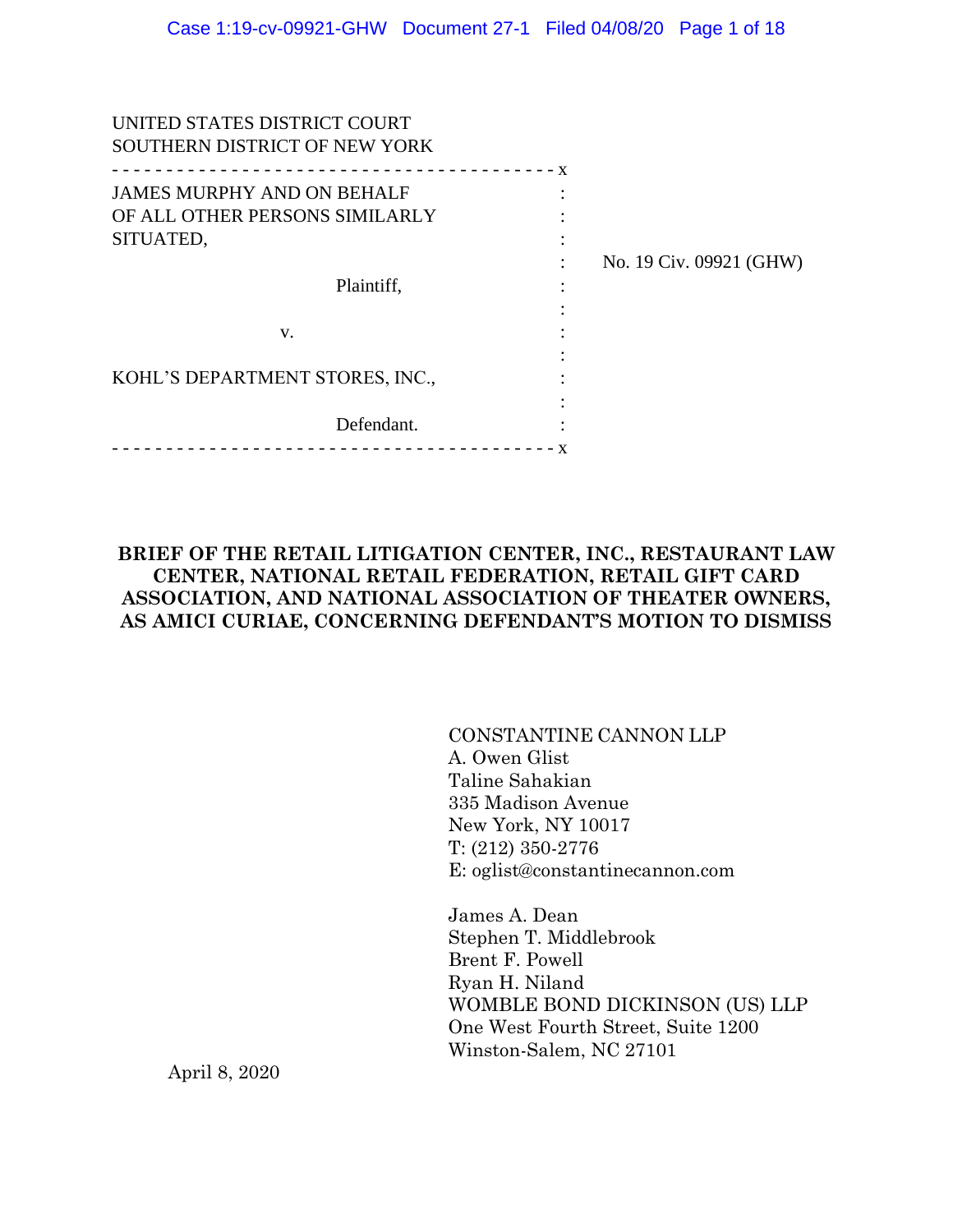UNITED STATES DISTRICT COURT
SOUTHERN DISTRICT OF NEW YORK

JAMES MURPHY AND ON BEHALF OF ALL OTHER PERSONS SIMILARLY SITUATED,

Plaintiff,

v.

KOHL'S DEPARTMENT STORES, INC.,

Defendant.

No. 19 Civ. 09921 (GHW)

**BRIEF OF THE RETAIL LITIGATION CENTER, INC., RESTAURANT LAW CENTER, NATIONAL RETAIL FEDERATION, RETAIL GIFT CARD ASSOCIATION, AND NATIONAL ASSOCIATION OF THEATER OWNERS, AS AMICI CURIAE, CONCERNING DEFENDANT'S MOTION TO DISMISS**

CONSTANTINE CANNON LLP
A. Owen Glist
Taline Sahakian
335 Madison Avenue
New York, NY 10017
T: (212) 350-2776
E: oglist@constantinecannon.com

James A. Dean
Stephen T. Middlebrook
Brent F. Powell
Ryan H. Niland
WOMBLE BOND DICKINSON (US) LLP
One West Fourth Street, Suite 1200
Winston-Salem, NC 27101

April 8, 2020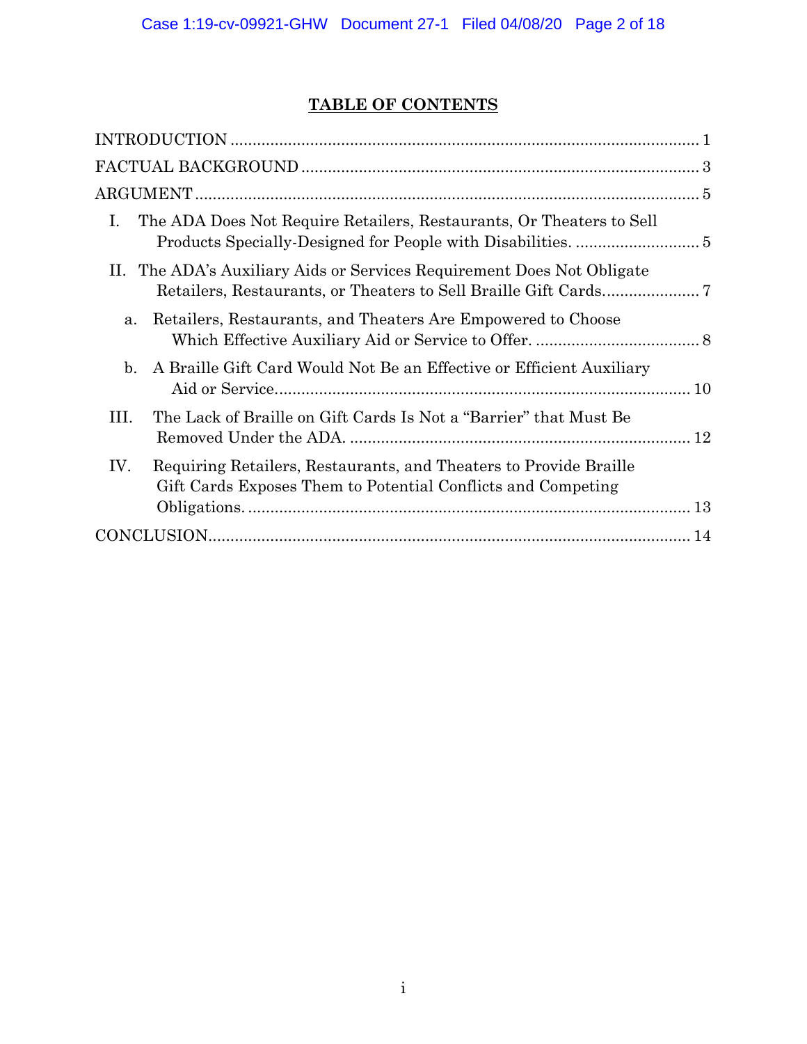## TABLE OF CONTENTS

INTRODUCTION ........................................................................................................ 1

FACTUAL BACKGROUND ........................................................................................ 3

ARGUMENT ................................................................................................................ 5

I. The ADA Does Not Require Retailers, Restaurants, Or Theaters to Sell Products Specially-Designed for People with Disabilities. ........................... 5

II. The ADA's Auxiliary Aids or Services Requirement Does Not Obligate Retailers, Restaurants, or Theaters to Sell Braille Gift Cards..................... 7

a. Retailers, Restaurants, and Theaters Are Empowered to Choose Which Effective Auxiliary Aid or Service to Offer. .................................... 8

b. A Braille Gift Card Would Not Be an Effective or Efficient Auxiliary Aid or Service........................................................................................... 10

III. The Lack of Braille on Gift Cards Is Not a "Barrier" that Must Be Removed Under the ADA. ........................................................................... 12

IV. Requiring Retailers, Restaurants, and Theaters to Provide Braille Gift Cards Exposes Them to Potential Conflicts and Competing Obligations. .................................................................................................. 13

CONCLUSION.......................................................................................................... 14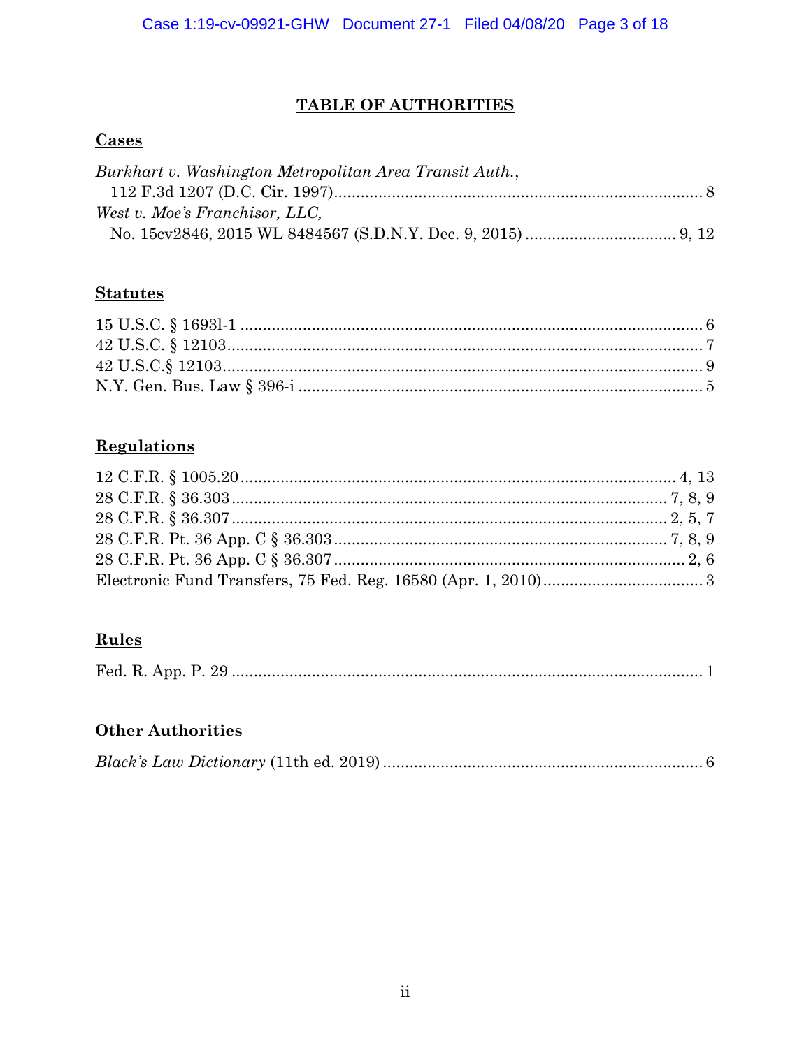# TABLE OF AUTHORITIES

## Cases

*Burkhart v. Washington Metropolitan Area Transit Auth.*,
112 F.3d 1207 (D.C. Cir. 1997)....................................................................................8

*West v. Moe's Franchisor, LLC*,
No. 15cv2846, 2015 WL 8484567 (S.D.N.Y. Dec. 9, 2015) ................................. 9, 12

## Statutes

15 U.S.C. § 1693l-1 ........................................................................................................6

42 U.S.C. § 12103...........................................................................................................7

42 U.S.C.§ 12103............................................................................................................9

N.Y. Gen. Bus. Law § 396-i ...........................................................................................5

## Regulations

12 C.F.R. § 1005.20................................................................................................. 4, 13

28 C.F.R. § 36.303.................................................................................................. 7, 8, 9

28 C.F.R. § 36.307.................................................................................................. 2, 5, 7

28 C.F.R. Pt. 36 App. C § 36.303.......................................................................... 7, 8, 9

28 C.F.R. Pt. 36 App. C § 36.307.............................................................................. 2, 6

Electronic Fund Transfers, 75 Fed. Reg. 16580 (Apr. 1, 2010)....................................3

## Rules

Fed. R. App. P. 29 ..........................................................................................................1

## Other Authorities

*Black's Law Dictionary* (11th ed. 2019) ......................................................................6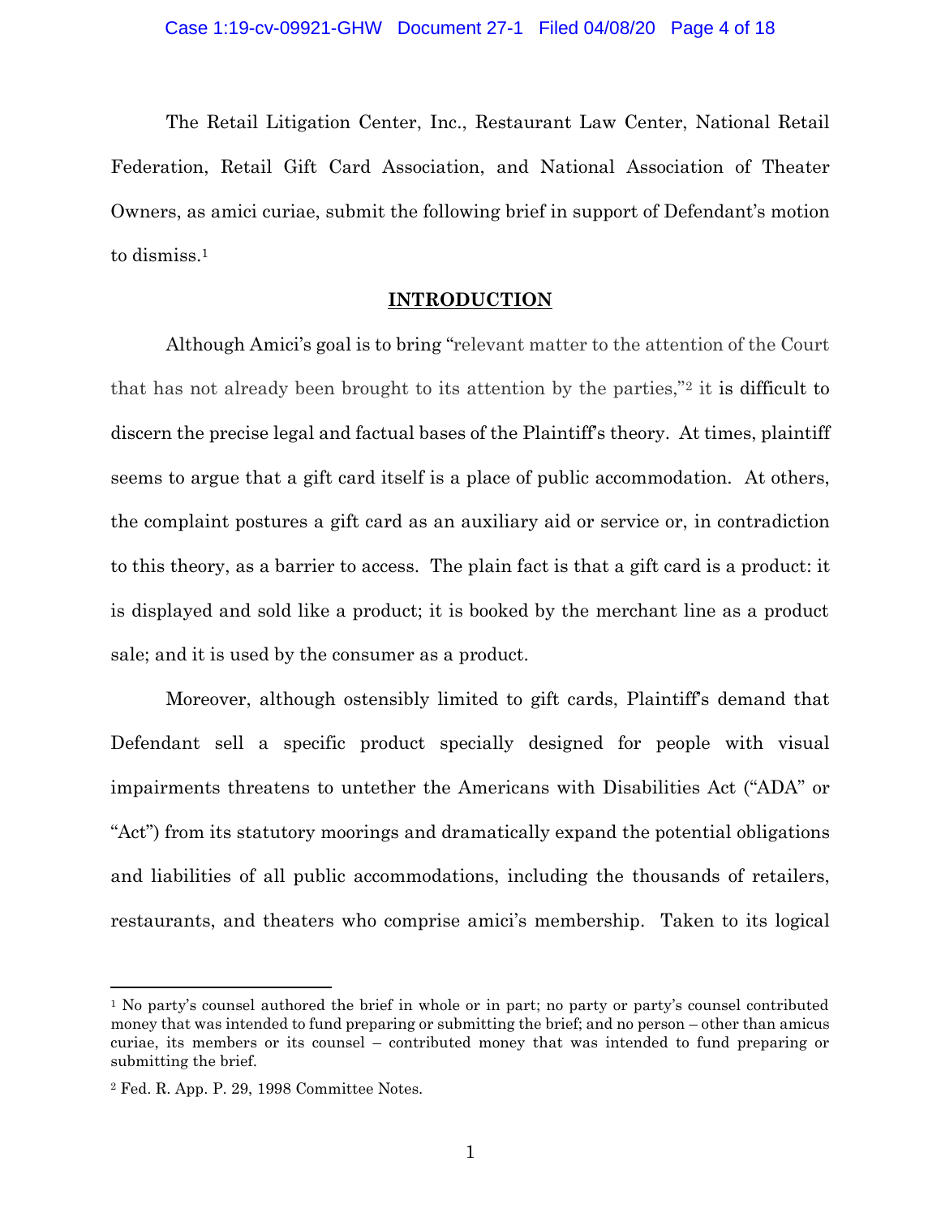The Retail Litigation Center, Inc., Restaurant Law Center, National Retail Federation, Retail Gift Card Association, and National Association of Theater Owners, as amici curiae, submit the following brief in support of Defendant's motion to dismiss.[1]

## INTRODUCTION

Although Amici's goal is to bring "relevant matter to the attention of the Court that has not already been brought to its attention by the parties,"[2] it is difficult to discern the precise legal and factual bases of the Plaintiff's theory. At times, plaintiff seems to argue that a gift card itself is a place of public accommodation. At others, the complaint postures a gift card as an auxiliary aid or service or, in contradiction to this theory, as a barrier to access. The plain fact is that a gift card is a product: it is displayed and sold like a product; it is booked by the merchant line as a product sale; and it is used by the consumer as a product.

Moreover, although ostensibly limited to gift cards, Plaintiff's demand that Defendant sell a specific product specially designed for people with visual impairments threatens to untether the Americans with Disabilities Act ("ADA" or "Act") from its statutory moorings and dramatically expand the potential obligations and liabilities of all public accommodations, including the thousands of retailers, restaurants, and theaters who comprise amici's membership. Taken to its logical

---

[1] No party's counsel authored the brief in whole or in part; no party or party's counsel contributed money that was intended to fund preparing or submitting the brief; and no person – other than amicus curiae, its members or its counsel – contributed money that was intended to fund preparing or submitting the brief.

[2] Fed. R. App. P. 29, 1998 Committee Notes.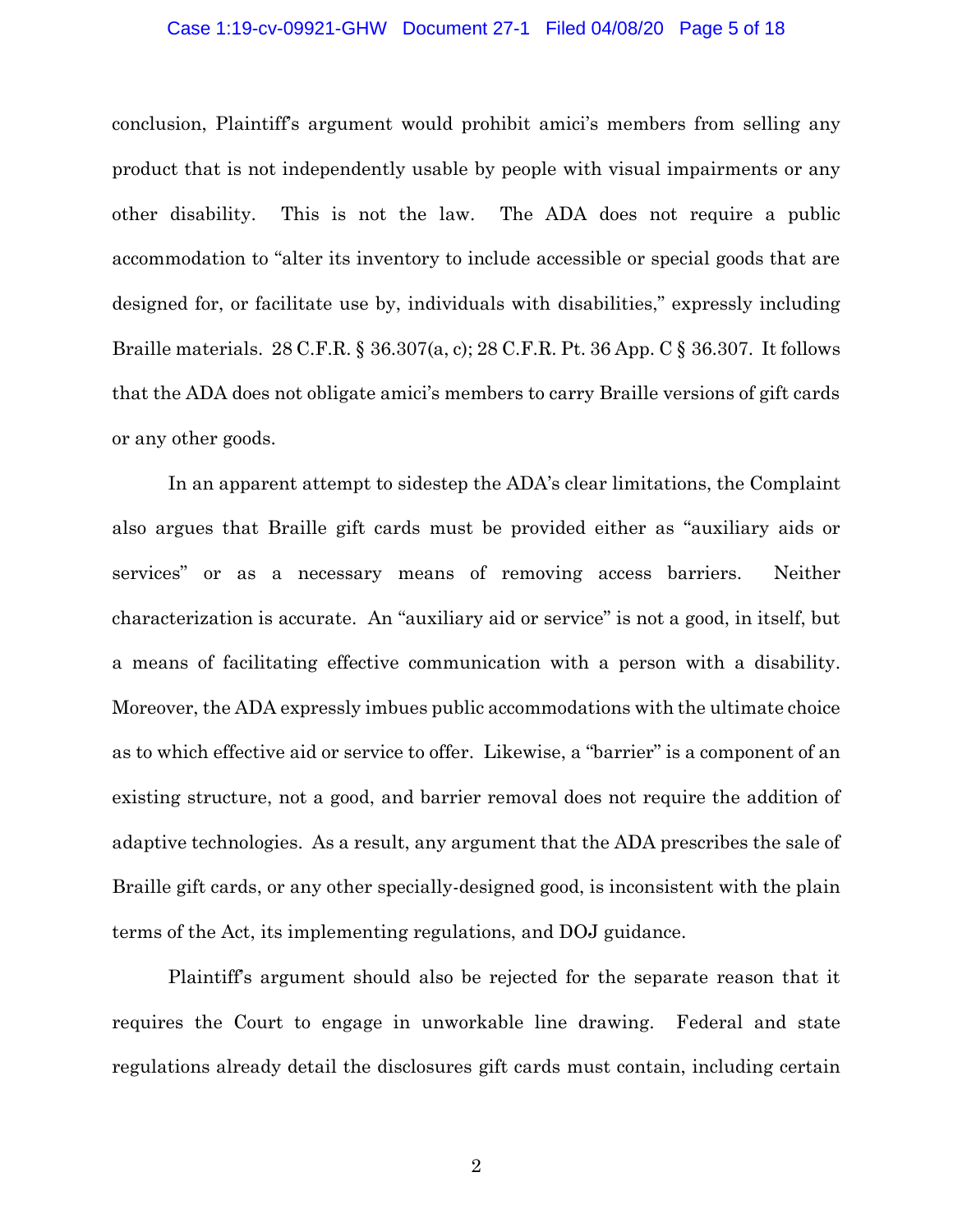conclusion, Plaintiff's argument would prohibit amici's members from selling any product that is not independently usable by people with visual impairments or any other disability. This is not the law. The ADA does not require a public accommodation to "alter its inventory to include accessible or special goods that are designed for, or facilitate use by, individuals with disabilities," expressly including Braille materials. 28 C.F.R. § 36.307(a, c); 28 C.F.R. Pt. 36 App. C § 36.307. It follows that the ADA does not obligate amici's members to carry Braille versions of gift cards or any other goods.

In an apparent attempt to sidestep the ADA's clear limitations, the Complaint also argues that Braille gift cards must be provided either as "auxiliary aids or services" or as a necessary means of removing access barriers. Neither characterization is accurate. An "auxiliary aid or service" is not a good, in itself, but a means of facilitating effective communication with a person with a disability. Moreover, the ADA expressly imbues public accommodations with the ultimate choice as to which effective aid or service to offer. Likewise, a "barrier" is a component of an existing structure, not a good, and barrier removal does not require the addition of adaptive technologies. As a result, any argument that the ADA prescribes the sale of Braille gift cards, or any other specially-designed good, is inconsistent with the plain terms of the Act, its implementing regulations, and DOJ guidance.

Plaintiff's argument should also be rejected for the separate reason that it requires the Court to engage in unworkable line drawing. Federal and state regulations already detail the disclosures gift cards must contain, including certain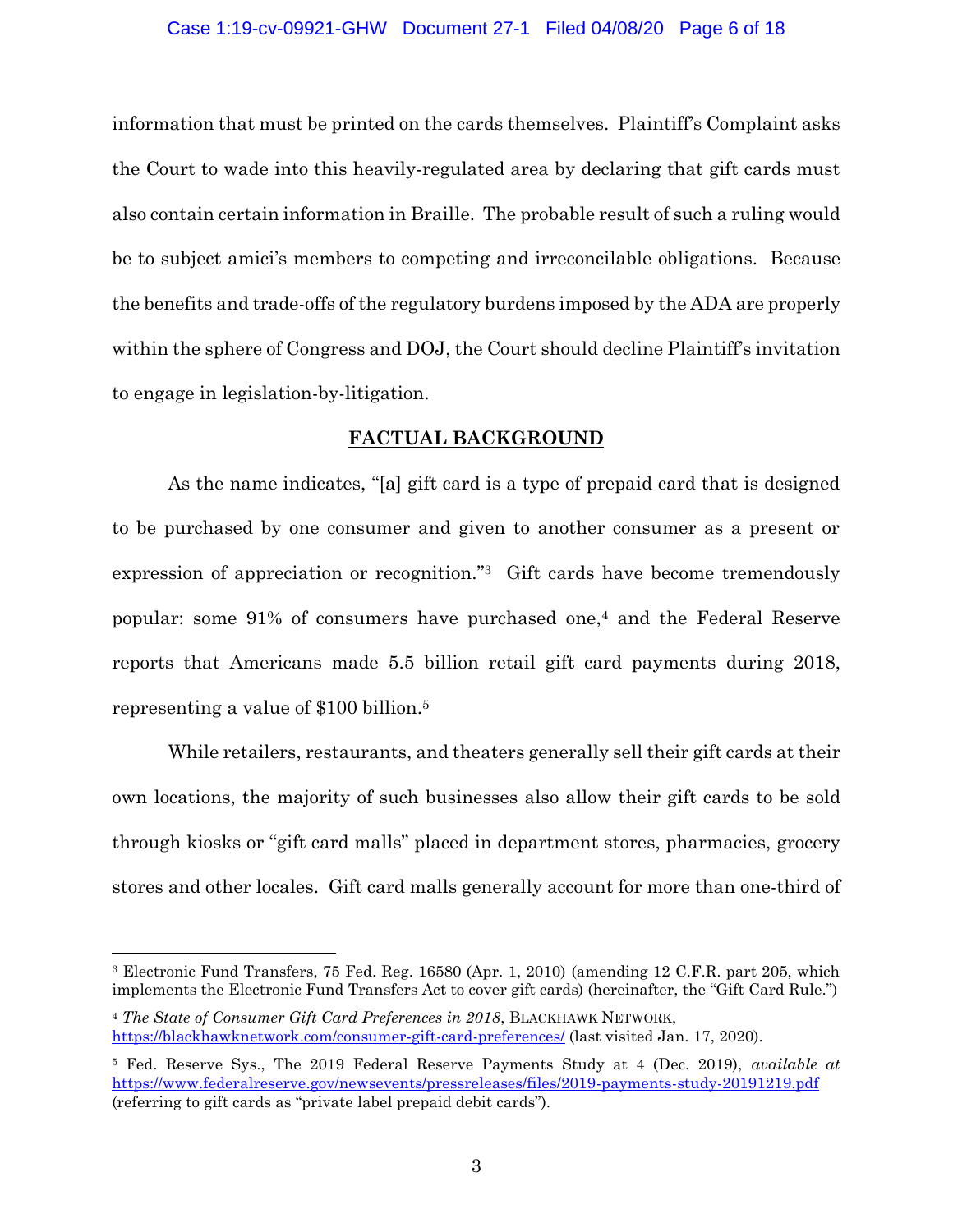information that must be printed on the cards themselves. Plaintiff's Complaint asks the Court to wade into this heavily-regulated area by declaring that gift cards must also contain certain information in Braille. The probable result of such a ruling would be to subject amici's members to competing and irreconcilable obligations. Because the benefits and trade-offs of the regulatory burdens imposed by the ADA are properly within the sphere of Congress and DOJ, the Court should decline Plaintiff's invitation to engage in legislation-by-litigation.

## FACTUAL BACKGROUND

As the name indicates, "[a] gift card is a type of prepaid card that is designed to be purchased by one consumer and given to another consumer as a present or expression of appreciation or recognition."[3] Gift cards have become tremendously popular: some 91% of consumers have purchased one,[4] and the Federal Reserve reports that Americans made 5.5 billion retail gift card payments during 2018, representing a value of $100 billion.[5]

While retailers, restaurants, and theaters generally sell their gift cards at their own locations, the majority of such businesses also allow their gift cards to be sold through kiosks or "gift card malls" placed in department stores, pharmacies, grocery stores and other locales. Gift card malls generally account for more than one-third of

---

[3] Electronic Fund Transfers, 75 Fed. Reg. 16580 (Apr. 1, 2010) (amending 12 C.F.R. part 205, which implements the Electronic Fund Transfers Act to cover gift cards) (hereinafter, the "Gift Card Rule.")

[4] *The State of Consumer Gift Card Preferences in 2018*, BLACKHAWK NETWORK, https://blackhawknetwork.com/consumer-gift-card-preferences/ (last visited Jan. 17, 2020).

[5] Fed. Reserve Sys., The 2019 Federal Reserve Payments Study at 4 (Dec. 2019), *available at* https://www.federalreserve.gov/newsevents/pressreleases/files/2019-payments-study-20191219.pdf (referring to gift cards as "private label prepaid debit cards").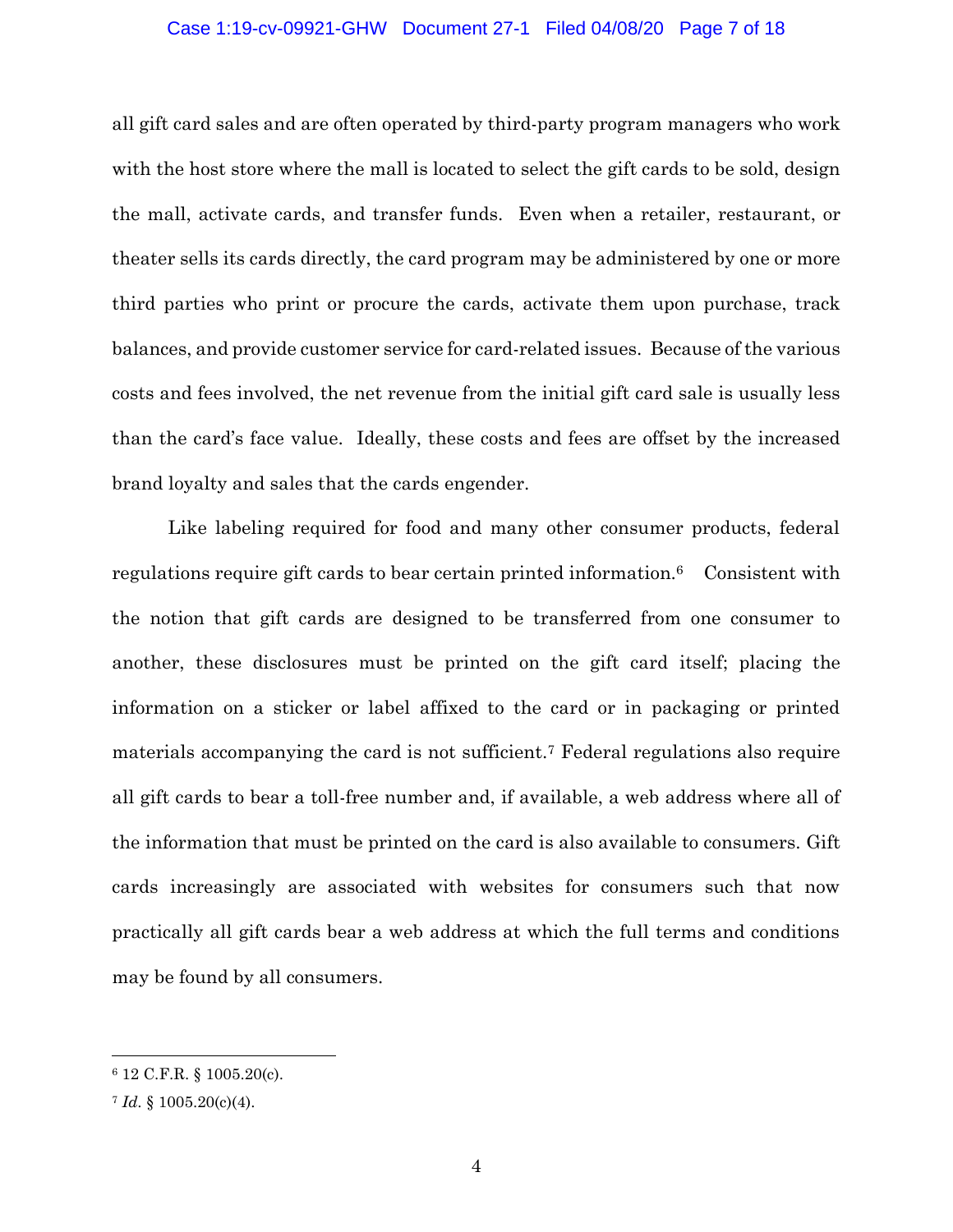all gift card sales and are often operated by third-party program managers who work with the host store where the mall is located to select the gift cards to be sold, design the mall, activate cards, and transfer funds. Even when a retailer, restaurant, or theater sells its cards directly, the card program may be administered by one or more third parties who print or procure the cards, activate them upon purchase, track balances, and provide customer service for card-related issues. Because of the various costs and fees involved, the net revenue from the initial gift card sale is usually less than the card's face value. Ideally, these costs and fees are offset by the increased brand loyalty and sales that the cards engender.

Like labeling required for food and many other consumer products, federal regulations require gift cards to bear certain printed information.[6] Consistent with the notion that gift cards are designed to be transferred from one consumer to another, these disclosures must be printed on the gift card itself; placing the information on a sticker or label affixed to the card or in packaging or printed materials accompanying the card is not sufficient.[7] Federal regulations also require all gift cards to bear a toll-free number and, if available, a web address where all of the information that must be printed on the card is also available to consumers. Gift cards increasingly are associated with websites for consumers such that now practically all gift cards bear a web address at which the full terms and conditions may be found by all consumers.

---

[6] 12 C.F.R. § 1005.20(c).

[7] *Id.* § 1005.20(c)(4).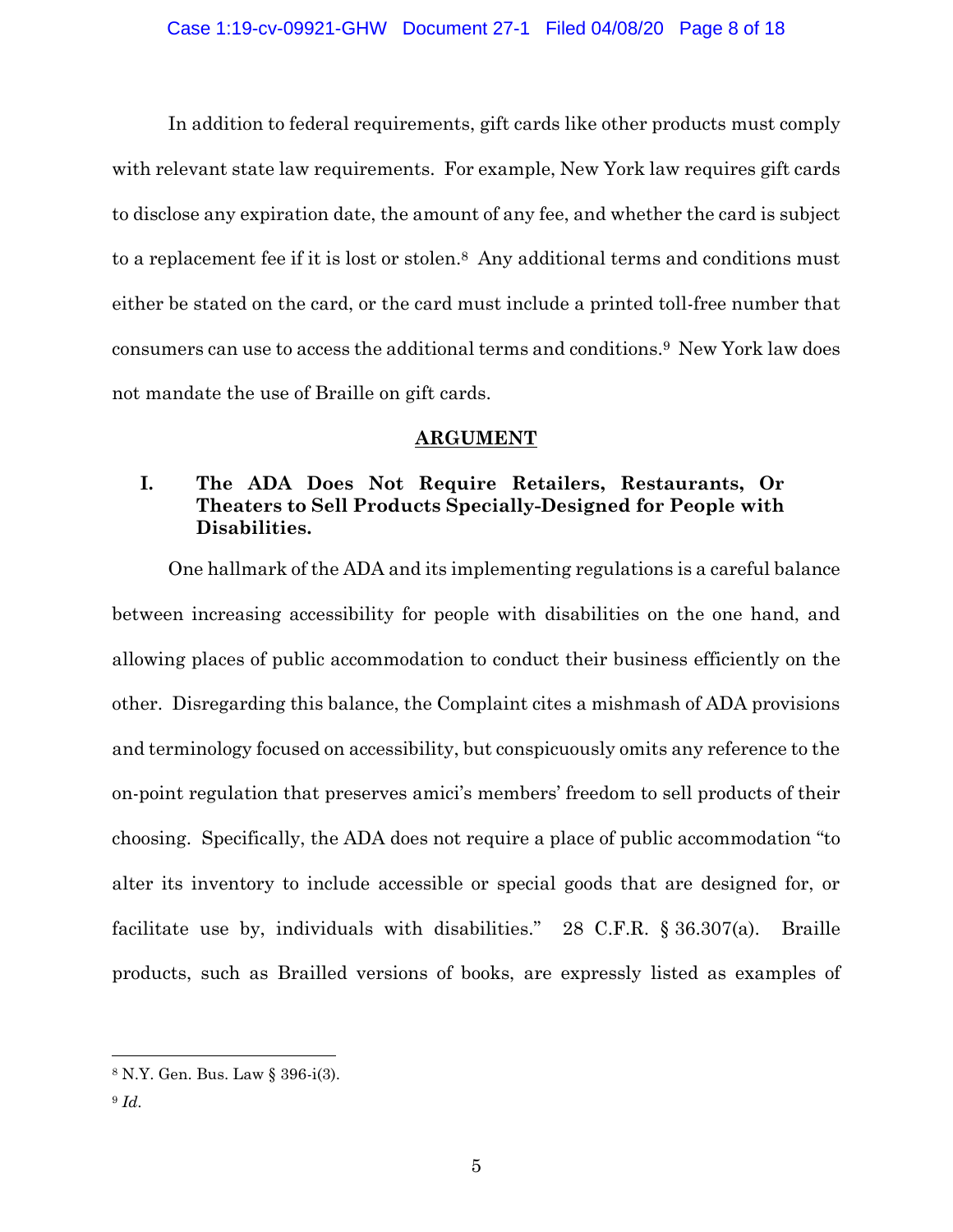In addition to federal requirements, gift cards like other products must comply with relevant state law requirements. For example, New York law requires gift cards to disclose any expiration date, the amount of any fee, and whether the card is subject to a replacement fee if it is lost or stolen.[8] Any additional terms and conditions must either be stated on the card, or the card must include a printed toll-free number that consumers can use to access the additional terms and conditions.[9] New York law does not mandate the use of Braille on gift cards.

## ARGUMENT

### I. The ADA Does Not Require Retailers, Restaurants, Or Theaters to Sell Products Specially-Designed for People with Disabilities.

One hallmark of the ADA and its implementing regulations is a careful balance between increasing accessibility for people with disabilities on the one hand, and allowing places of public accommodation to conduct their business efficiently on the other. Disregarding this balance, the Complaint cites a mishmash of ADA provisions and terminology focused on accessibility, but conspicuously omits any reference to the on-point regulation that preserves amici's members' freedom to sell products of their choosing. Specifically, the ADA does not require a place of public accommodation "to alter its inventory to include accessible or special goods that are designed for, or facilitate use by, individuals with disabilities." 28 C.F.R. § 36.307(a). Braille products, such as Brailled versions of books, are expressly listed as examples of

---

[8] N.Y. Gen. Bus. Law § 396-i(3).

[9] *Id.*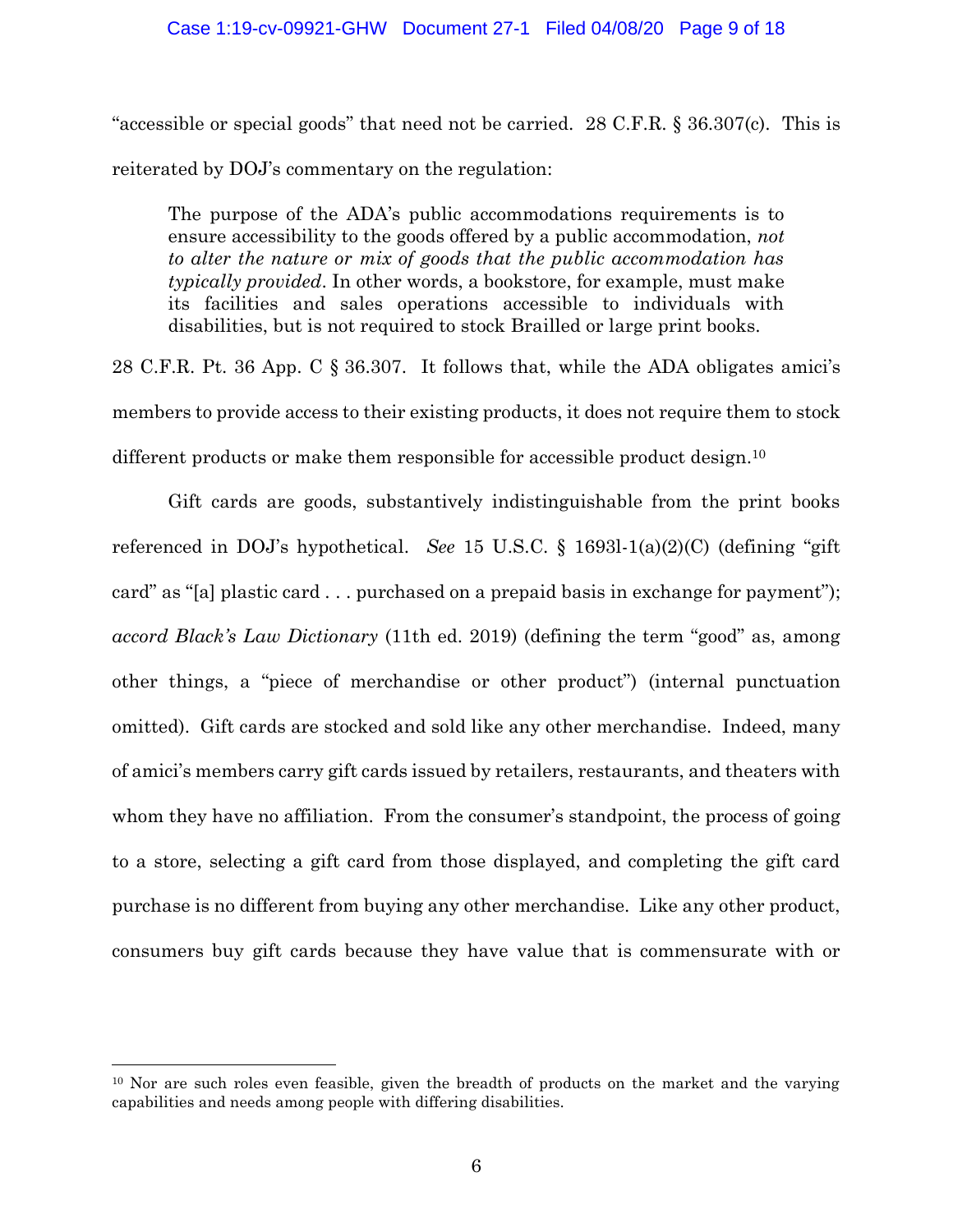"accessible or special goods" that need not be carried. 28 C.F.R. § 36.307(c). This is reiterated by DOJ's commentary on the regulation:

> The purpose of the ADA's public accommodations requirements is to ensure accessibility to the goods offered by a public accommodation, *not to alter the nature or mix of goods that the public accommodation has typically provided*. In other words, a bookstore, for example, must make its facilities and sales operations accessible to individuals with disabilities, but is not required to stock Brailled or large print books.

28 C.F.R. Pt. 36 App. C § 36.307. It follows that, while the ADA obligates amici's members to provide access to their existing products, it does not require them to stock different products or make them responsible for accessible product design.[10]

Gift cards are goods, substantively indistinguishable from the print books referenced in DOJ's hypothetical. *See* 15 U.S.C. § 1693l-1(a)(2)(C) (defining "gift card" as "[a] plastic card . . . purchased on a prepaid basis in exchange for payment"); *accord Black's Law Dictionary* (11th ed. 2019) (defining the term "good" as, among other things, a "piece of merchandise or other product") (internal punctuation omitted). Gift cards are stocked and sold like any other merchandise. Indeed, many of amici's members carry gift cards issued by retailers, restaurants, and theaters with whom they have no affiliation. From the consumer's standpoint, the process of going to a store, selecting a gift card from those displayed, and completing the gift card purchase is no different from buying any other merchandise. Like any other product, consumers buy gift cards because they have value that is commensurate with or

---

[10] Nor are such roles even feasible, given the breadth of products on the market and the varying capabilities and needs among people with differing disabilities.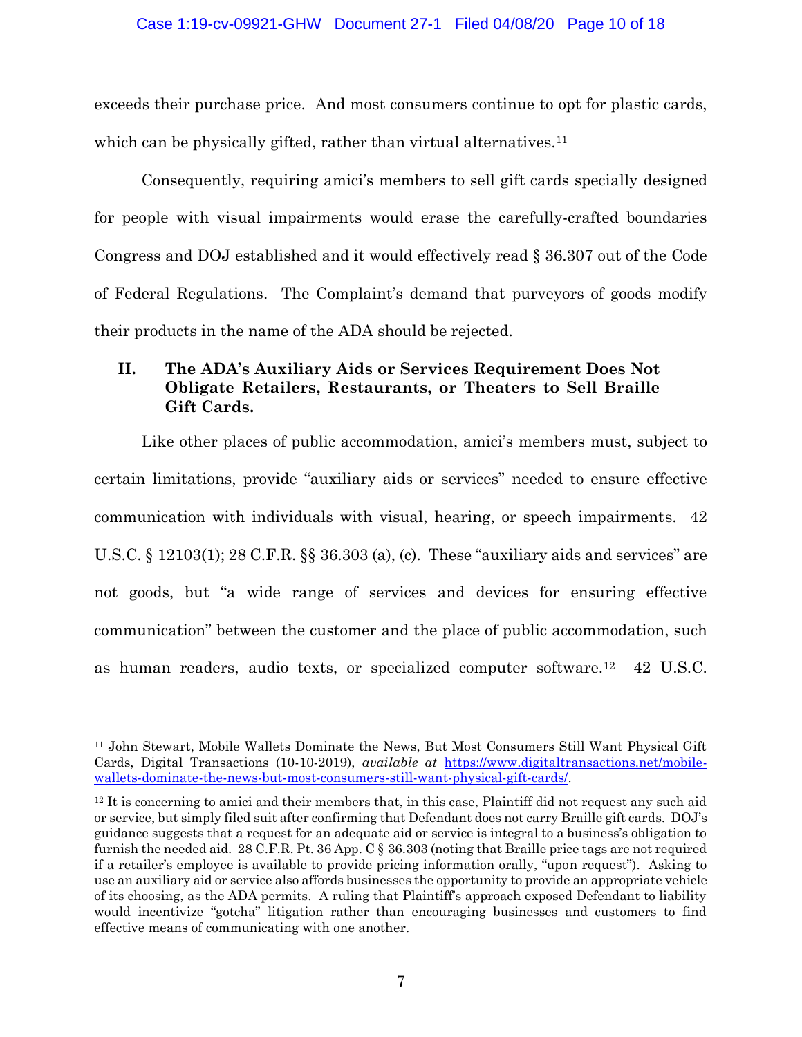exceeds their purchase price. And most consumers continue to opt for plastic cards, which can be physically gifted, rather than virtual alternatives.[11]

Consequently, requiring amici's members to sell gift cards specially designed for people with visual impairments would erase the carefully-crafted boundaries Congress and DOJ established and it would effectively read § 36.307 out of the Code of Federal Regulations. The Complaint's demand that purveyors of goods modify their products in the name of the ADA should be rejected.

## II. The ADA's Auxiliary Aids or Services Requirement Does Not Obligate Retailers, Restaurants, or Theaters to Sell Braille Gift Cards.

Like other places of public accommodation, amici's members must, subject to certain limitations, provide "auxiliary aids or services" needed to ensure effective communication with individuals with visual, hearing, or speech impairments. 42 U.S.C. § 12103(1); 28 C.F.R. §§ 36.303 (a), (c). These "auxiliary aids and services" are not goods, but "a wide range of services and devices for ensuring effective communication" between the customer and the place of public accommodation, such as human readers, audio texts, or specialized computer software.[12] 42 U.S.C.

---

[11] John Stewart, Mobile Wallets Dominate the News, But Most Consumers Still Want Physical Gift Cards, Digital Transactions (10-10-2019), *available at* https://www.digitaltransactions.net/mobile-wallets-dominate-the-news-but-most-consumers-still-want-physical-gift-cards/.

[12] It is concerning to amici and their members that, in this case, Plaintiff did not request any such aid or service, but simply filed suit after confirming that Defendant does not carry Braille gift cards. DOJ's guidance suggests that a request for an adequate aid or service is integral to a business's obligation to furnish the needed aid. 28 C.F.R. Pt. 36 App. C § 36.303 (noting that Braille price tags are not required if a retailer's employee is available to provide pricing information orally, "upon request"). Asking to use an auxiliary aid or service also affords businesses the opportunity to provide an appropriate vehicle of its choosing, as the ADA permits. A ruling that Plaintiff's approach exposed Defendant to liability would incentivize "gotcha" litigation rather than encouraging businesses and customers to find effective means of communicating with one another.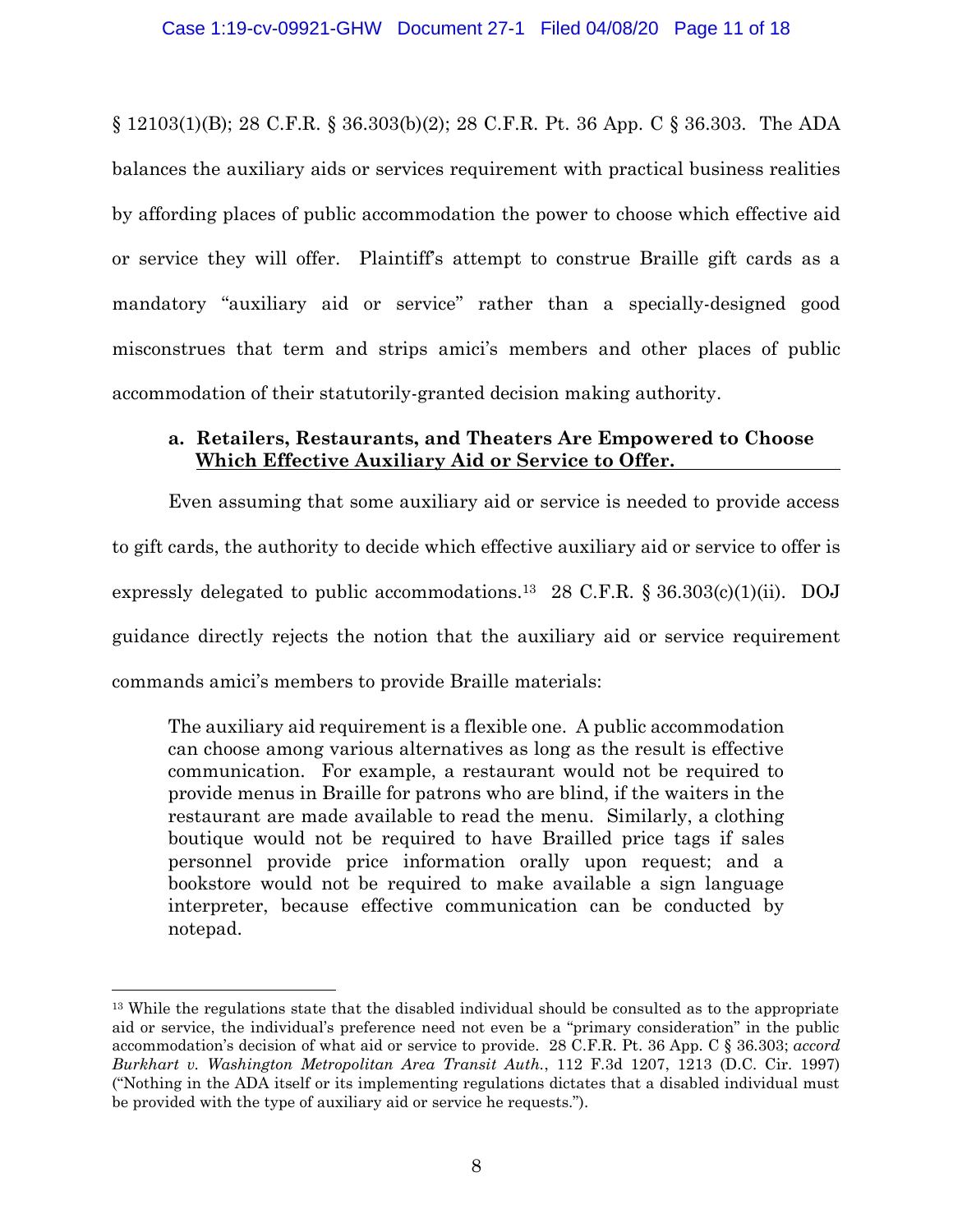§ 12103(1)(B); 28 C.F.R. § 36.303(b)(2); 28 C.F.R. Pt. 36 App. C § 36.303. The ADA balances the auxiliary aids or services requirement with practical business realities by affording places of public accommodation the power to choose which effective aid or service they will offer. Plaintiff's attempt to construe Braille gift cards as a mandatory "auxiliary aid or service" rather than a specially-designed good misconstrues that term and strips amici's members and other places of public accommodation of their statutorily-granted decision making authority.

### a. Retailers, Restaurants, and Theaters Are Empowered to Choose Which Effective Auxiliary Aid or Service to Offer.

Even assuming that some auxiliary aid or service is needed to provide access to gift cards, the authority to decide which effective auxiliary aid or service to offer is expressly delegated to public accommodations.[13] 28 C.F.R. § 36.303(c)(1)(ii). DOJ guidance directly rejects the notion that the auxiliary aid or service requirement commands amici's members to provide Braille materials:

> The auxiliary aid requirement is a flexible one. A public accommodation can choose among various alternatives as long as the result is effective communication. For example, a restaurant would not be required to provide menus in Braille for patrons who are blind, if the waiters in the restaurant are made available to read the menu. Similarly, a clothing boutique would not be required to have Brailled price tags if sales personnel provide price information orally upon request; and a bookstore would not be required to make available a sign language interpreter, because effective communication can be conducted by notepad.

---

[13] While the regulations state that the disabled individual should be consulted as to the appropriate aid or service, the individual's preference need not even be a "primary consideration" in the public accommodation's decision of what aid or service to provide. 28 C.F.R. Pt. 36 App. C § 36.303; *accord Burkhart v. Washington Metropolitan Area Transit Auth.*, 112 F.3d 1207, 1213 (D.C. Cir. 1997) ("Nothing in the ADA itself or its implementing regulations dictates that a disabled individual must be provided with the type of auxiliary aid or service he requests.").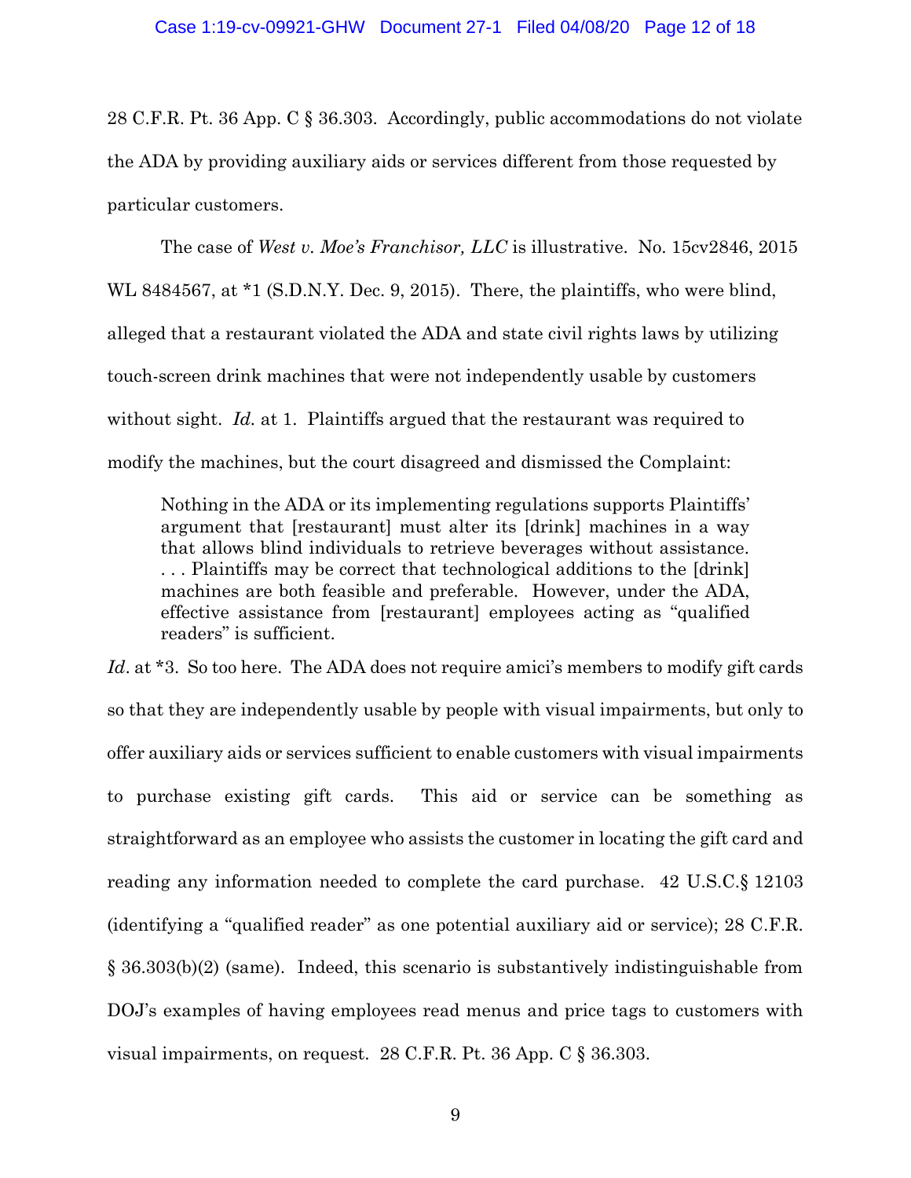28 C.F.R. Pt. 36 App. C § 36.303. Accordingly, public accommodations do not violate the ADA by providing auxiliary aids or services different from those requested by particular customers.

The case of *West v. Moe's Franchisor, LLC* is illustrative. No. 15cv2846, 2015 WL 8484567, at *1 (S.D.N.Y. Dec. 9, 2015). There, the plaintiffs, who were blind, alleged that a restaurant violated the ADA and state civil rights laws by utilizing touch-screen drink machines that were not independently usable by customers without sight. *Id.* at 1. Plaintiffs argued that the restaurant was required to modify the machines, but the court disagreed and dismissed the Complaint:

> Nothing in the ADA or its implementing regulations supports Plaintiffs' argument that [restaurant] must alter its [drink] machines in a way that allows blind individuals to retrieve beverages without assistance. . . . Plaintiffs may be correct that technological additions to the [drink] machines are both feasible and preferable. However, under the ADA, effective assistance from [restaurant] employees acting as "qualified readers" is sufficient.

*Id*. at *3. So too here. The ADA does not require amici's members to modify gift cards so that they are independently usable by people with visual impairments, but only to offer auxiliary aids or services sufficient to enable customers with visual impairments to purchase existing gift cards. This aid or service can be something as straightforward as an employee who assists the customer in locating the gift card and reading any information needed to complete the card purchase. 42 U.S.C.§ 12103 (identifying a "qualified reader" as one potential auxiliary aid or service); 28 C.F.R. § 36.303(b)(2) (same). Indeed, this scenario is substantively indistinguishable from DOJ's examples of having employees read menus and price tags to customers with visual impairments, on request. 28 C.F.R. Pt. 36 App. C § 36.303.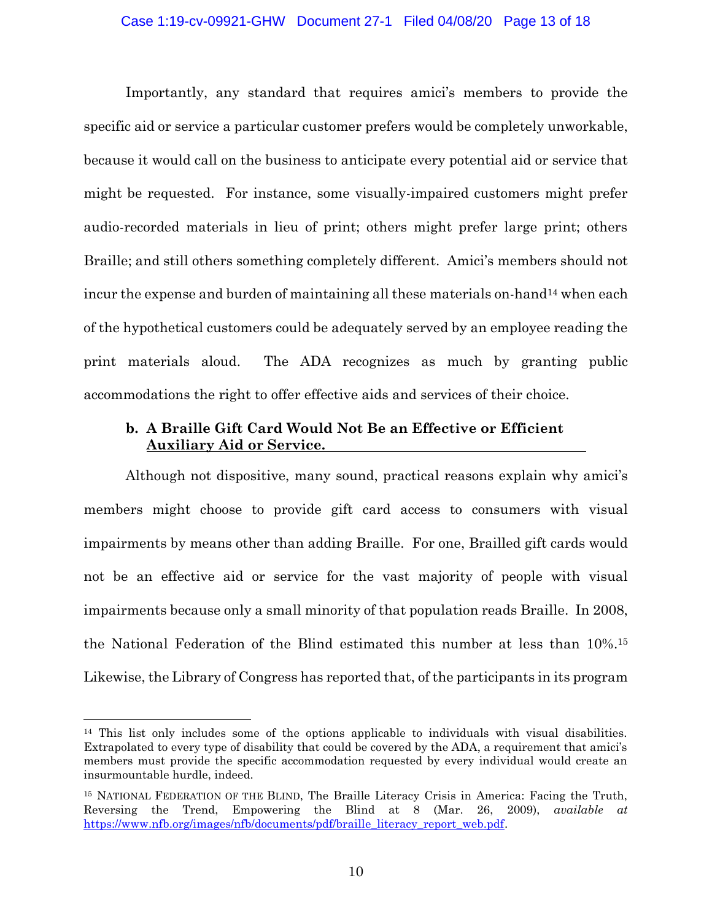Importantly, any standard that requires amici's members to provide the specific aid or service a particular customer prefers would be completely unworkable, because it would call on the business to anticipate every potential aid or service that might be requested. For instance, some visually-impaired customers might prefer audio-recorded materials in lieu of print; others might prefer large print; others Braille; and still others something completely different. Amici's members should not incur the expense and burden of maintaining all these materials on-hand[14] when each of the hypothetical customers could be adequately served by an employee reading the print materials aloud. The ADA recognizes as much by granting public accommodations the right to offer effective aids and services of their choice.

**b. A Braille Gift Card Would Not Be an Effective or Efficient Auxiliary Aid or Service.**

Although not dispositive, many sound, practical reasons explain why amici's members might choose to provide gift card access to consumers with visual impairments by means other than adding Braille. For one, Brailled gift cards would not be an effective aid or service for the vast majority of people with visual impairments because only a small minority of that population reads Braille. In 2008, the National Federation of the Blind estimated this number at less than 10%.[15] Likewise, the Library of Congress has reported that, of the participants in its program

---

[14] This list only includes some of the options applicable to individuals with visual disabilities. Extrapolated to every type of disability that could be covered by the ADA, a requirement that amici's members must provide the specific accommodation requested by every individual would create an insurmountable hurdle, indeed.

[15] NATIONAL FEDERATION OF THE BLIND, The Braille Literacy Crisis in America: Facing the Truth, Reversing the Trend, Empowering the Blind at 8 (Mar. 26, 2009), *available at* https://www.nfb.org/images/nfb/documents/pdf/braille_literacy_report_web.pdf.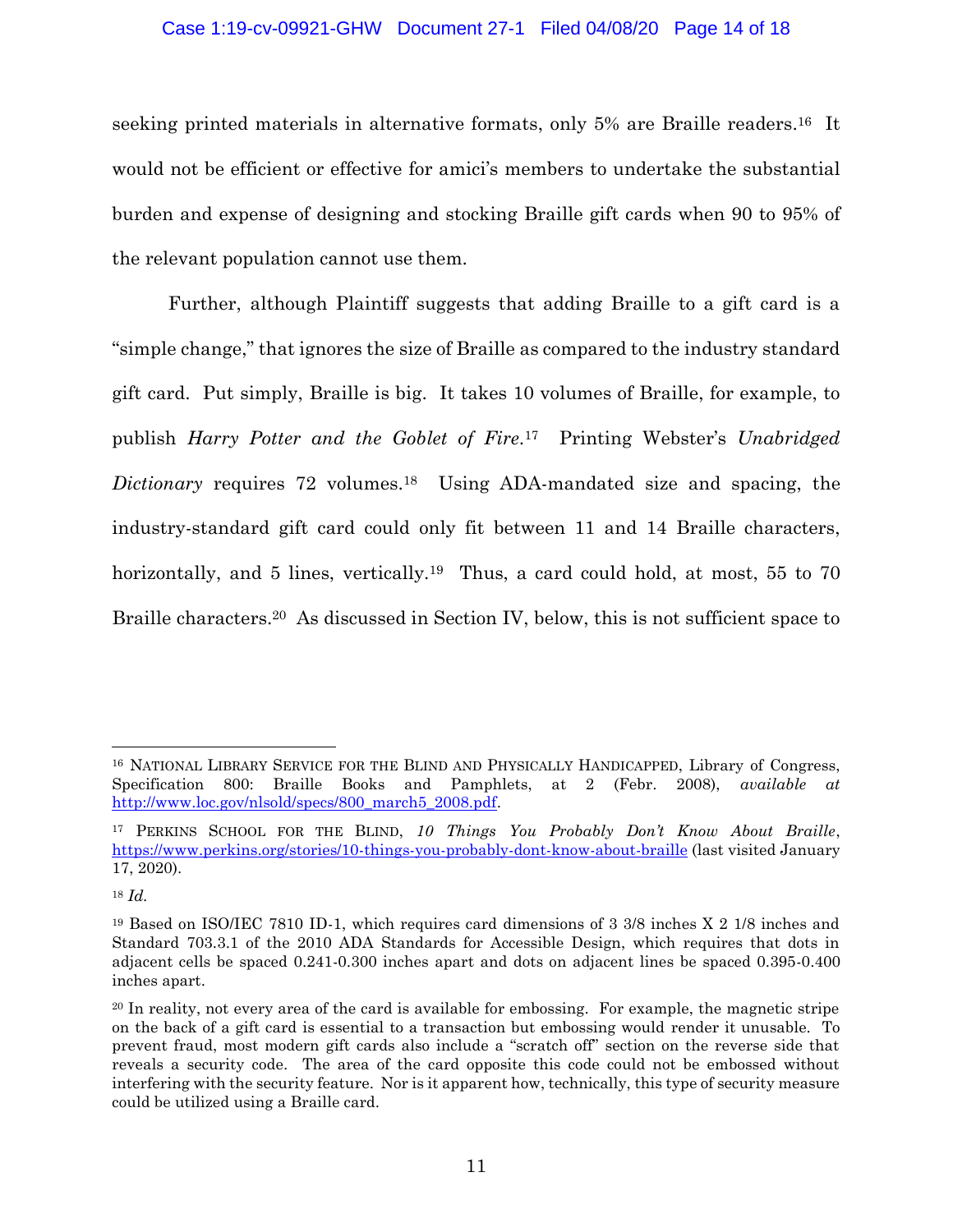seeking printed materials in alternative formats, only 5% are Braille readers.[16] It would not be efficient or effective for amici's members to undertake the substantial burden and expense of designing and stocking Braille gift cards when 90 to 95% of the relevant population cannot use them.

Further, although Plaintiff suggests that adding Braille to a gift card is a "simple change," that ignores the size of Braille as compared to the industry standard gift card. Put simply, Braille is big. It takes 10 volumes of Braille, for example, to publish *Harry Potter and the Goblet of Fire*.[17] Printing Webster's *Unabridged Dictionary* requires 72 volumes.[18] Using ADA-mandated size and spacing, the industry-standard gift card could only fit between 11 and 14 Braille characters, horizontally, and 5 lines, vertically.[19] Thus, a card could hold, at most, 55 to 70 Braille characters.[20] As discussed in Section IV, below, this is not sufficient space to

---

[16] NATIONAL LIBRARY SERVICE FOR THE BLIND AND PHYSICALLY HANDICAPPED, Library of Congress, Specification 800: Braille Books and Pamphlets, at 2 (Febr. 2008), *available at* http://www.loc.gov/nlsold/specs/800_march5_2008.pdf.

[17] PERKINS SCHOOL FOR THE BLIND, *10 Things You Probably Don't Know About Braille*, https://www.perkins.org/stories/10-things-you-probably-dont-know-about-braille (last visited January 17, 2020).

[18] *Id.*

[19] Based on ISO/IEC 7810 ID-1, which requires card dimensions of 3 3/8 inches X 2 1/8 inches and Standard 703.3.1 of the 2010 ADA Standards for Accessible Design, which requires that dots in adjacent cells be spaced 0.241-0.300 inches apart and dots on adjacent lines be spaced 0.395-0.400 inches apart.

[20] In reality, not every area of the card is available for embossing. For example, the magnetic stripe on the back of a gift card is essential to a transaction but embossing would render it unusable. To prevent fraud, most modern gift cards also include a "scratch off" section on the reverse side that reveals a security code. The area of the card opposite this code could not be embossed without interfering with the security feature. Nor is it apparent how, technically, this type of security measure could be utilized using a Braille card.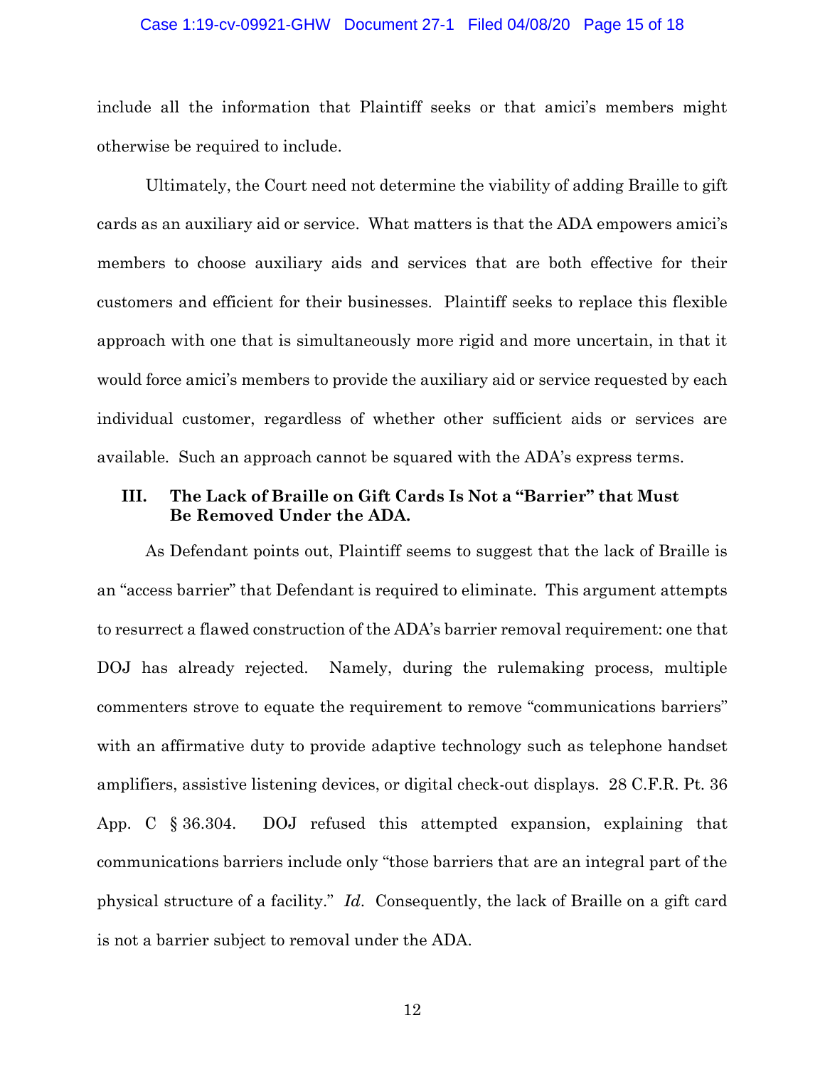include all the information that Plaintiff seeks or that amici's members might otherwise be required to include.

Ultimately, the Court need not determine the viability of adding Braille to gift cards as an auxiliary aid or service. What matters is that the ADA empowers amici's members to choose auxiliary aids and services that are both effective for their customers and efficient for their businesses. Plaintiff seeks to replace this flexible approach with one that is simultaneously more rigid and more uncertain, in that it would force amici's members to provide the auxiliary aid or service requested by each individual customer, regardless of whether other sufficient aids or services are available. Such an approach cannot be squared with the ADA's express terms.

### III. The Lack of Braille on Gift Cards Is Not a "Barrier" that Must Be Removed Under the ADA.

As Defendant points out, Plaintiff seems to suggest that the lack of Braille is an "access barrier" that Defendant is required to eliminate. This argument attempts to resurrect a flawed construction of the ADA's barrier removal requirement: one that DOJ has already rejected. Namely, during the rulemaking process, multiple commenters strove to equate the requirement to remove "communications barriers" with an affirmative duty to provide adaptive technology such as telephone handset amplifiers, assistive listening devices, or digital check-out displays. 28 C.F.R. Pt. 36 App. C § 36.304. DOJ refused this attempted expansion, explaining that communications barriers include only "those barriers that are an integral part of the physical structure of a facility." *Id*. Consequently, the lack of Braille on a gift card is not a barrier subject to removal under the ADA.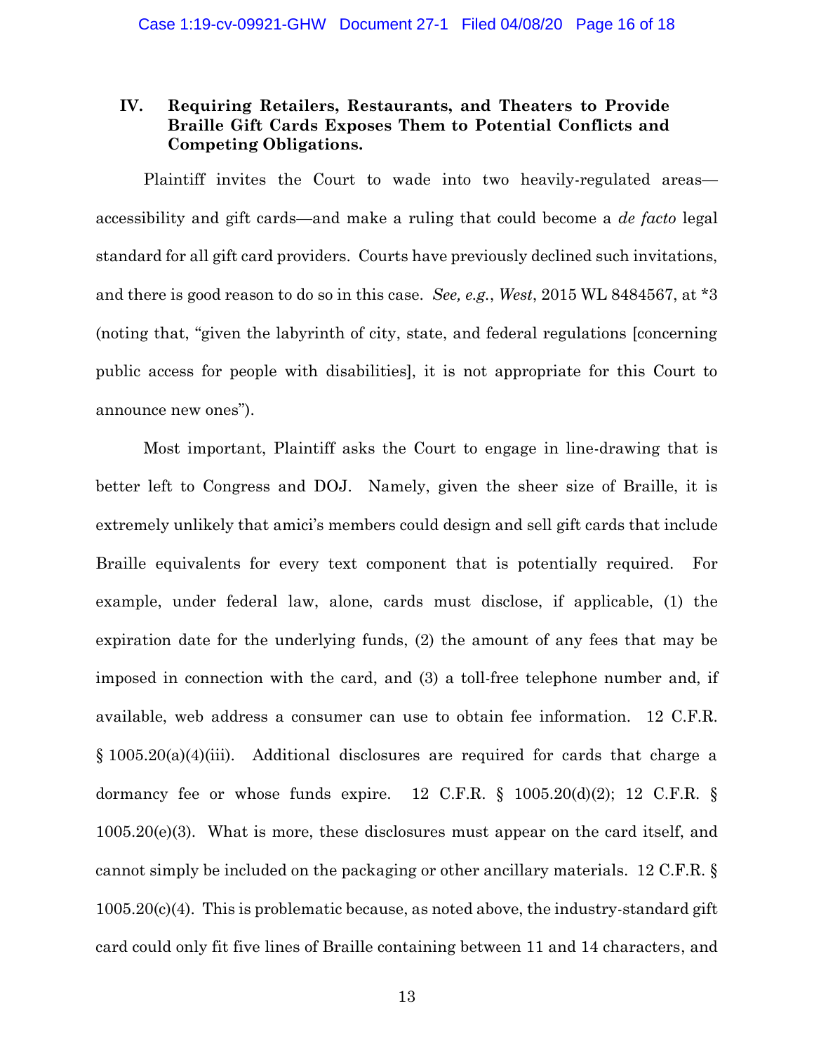## IV. Requiring Retailers, Restaurants, and Theaters to Provide Braille Gift Cards Exposes Them to Potential Conflicts and Competing Obligations.

Plaintiff invites the Court to wade into two heavily-regulated areas—accessibility and gift cards—and make a ruling that could become a *de facto* legal standard for all gift card providers. Courts have previously declined such invitations, and there is good reason to do so in this case. *See, e.g.*, *West*, 2015 WL 8484567, at *3 (noting that, "given the labyrinth of city, state, and federal regulations [concerning public access for people with disabilities], it is not appropriate for this Court to announce new ones").

Most important, Plaintiff asks the Court to engage in line-drawing that is better left to Congress and DOJ. Namely, given the sheer size of Braille, it is extremely unlikely that amici's members could design and sell gift cards that include Braille equivalents for every text component that is potentially required. For example, under federal law, alone, cards must disclose, if applicable, (1) the expiration date for the underlying funds, (2) the amount of any fees that may be imposed in connection with the card, and (3) a toll-free telephone number and, if available, web address a consumer can use to obtain fee information. 12 C.F.R. § 1005.20(a)(4)(iii). Additional disclosures are required for cards that charge a dormancy fee or whose funds expire. 12 C.F.R. § 1005.20(d)(2); 12 C.F.R. § 1005.20(e)(3). What is more, these disclosures must appear on the card itself, and cannot simply be included on the packaging or other ancillary materials. 12 C.F.R. § 1005.20(c)(4). This is problematic because, as noted above, the industry-standard gift card could only fit five lines of Braille containing between 11 and 14 characters, and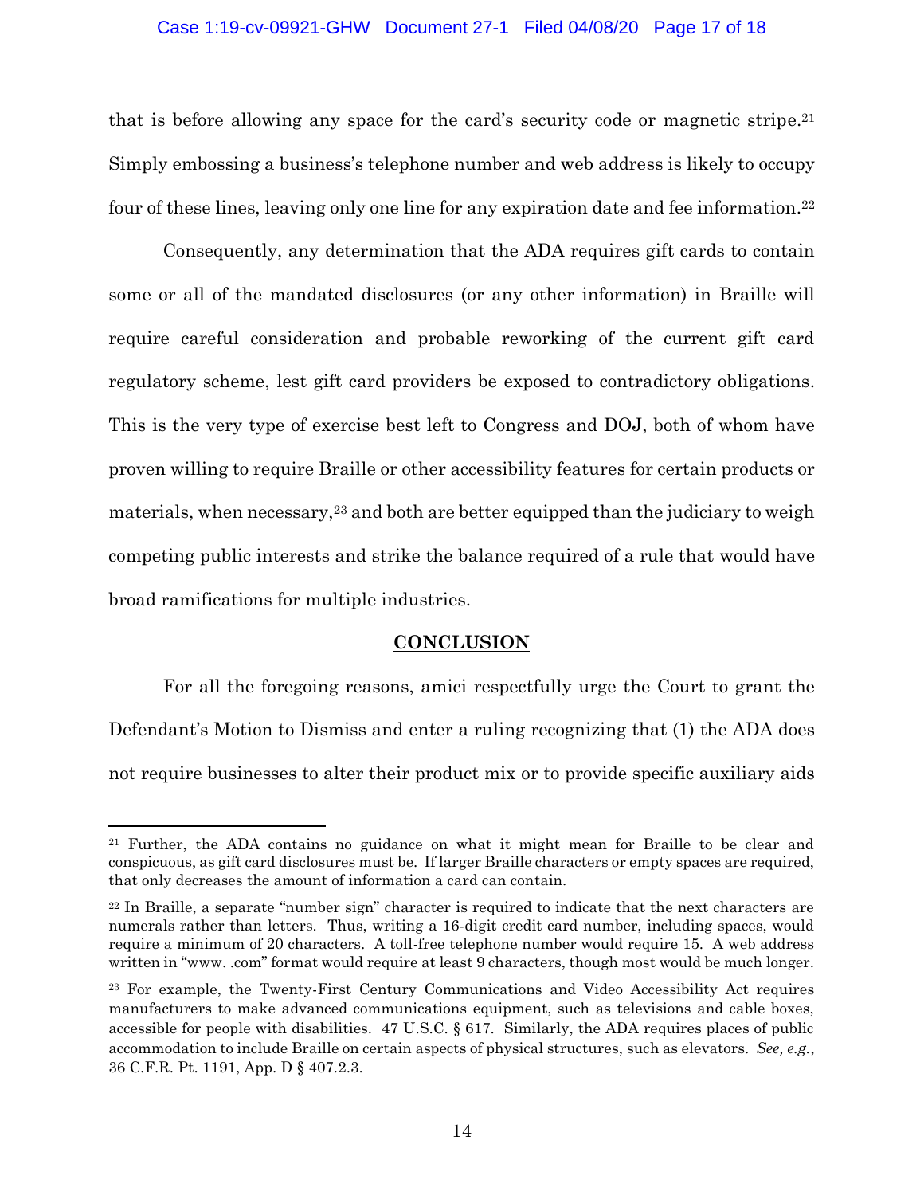that is before allowing any space for the card's security code or magnetic stripe.[21] Simply embossing a business's telephone number and web address is likely to occupy four of these lines, leaving only one line for any expiration date and fee information.[22]

Consequently, any determination that the ADA requires gift cards to contain some or all of the mandated disclosures (or any other information) in Braille will require careful consideration and probable reworking of the current gift card regulatory scheme, lest gift card providers be exposed to contradictory obligations. This is the very type of exercise best left to Congress and DOJ, both of whom have proven willing to require Braille or other accessibility features for certain products or materials, when necessary,[23] and both are better equipped than the judiciary to weigh competing public interests and strike the balance required of a rule that would have broad ramifications for multiple industries.

## **CONCLUSION**

For all the foregoing reasons, amici respectfully urge the Court to grant the Defendant's Motion to Dismiss and enter a ruling recognizing that (1) the ADA does not require businesses to alter their product mix or to provide specific auxiliary aids

---

[21] Further, the ADA contains no guidance on what it might mean for Braille to be clear and conspicuous, as gift card disclosures must be. If larger Braille characters or empty spaces are required, that only decreases the amount of information a card can contain.

[22] In Braille, a separate "number sign" character is required to indicate that the next characters are numerals rather than letters. Thus, writing a 16-digit credit card number, including spaces, would require a minimum of 20 characters. A toll-free telephone number would require 15. A web address written in "www. .com" format would require at least 9 characters, though most would be much longer.

[23] For example, the Twenty-First Century Communications and Video Accessibility Act requires manufacturers to make advanced communications equipment, such as televisions and cable boxes, accessible for people with disabilities. 47 U.S.C. § 617. Similarly, the ADA requires places of public accommodation to include Braille on certain aspects of physical structures, such as elevators. *See, e.g.*, 36 C.F.R. Pt. 1191, App. D § 407.2.3.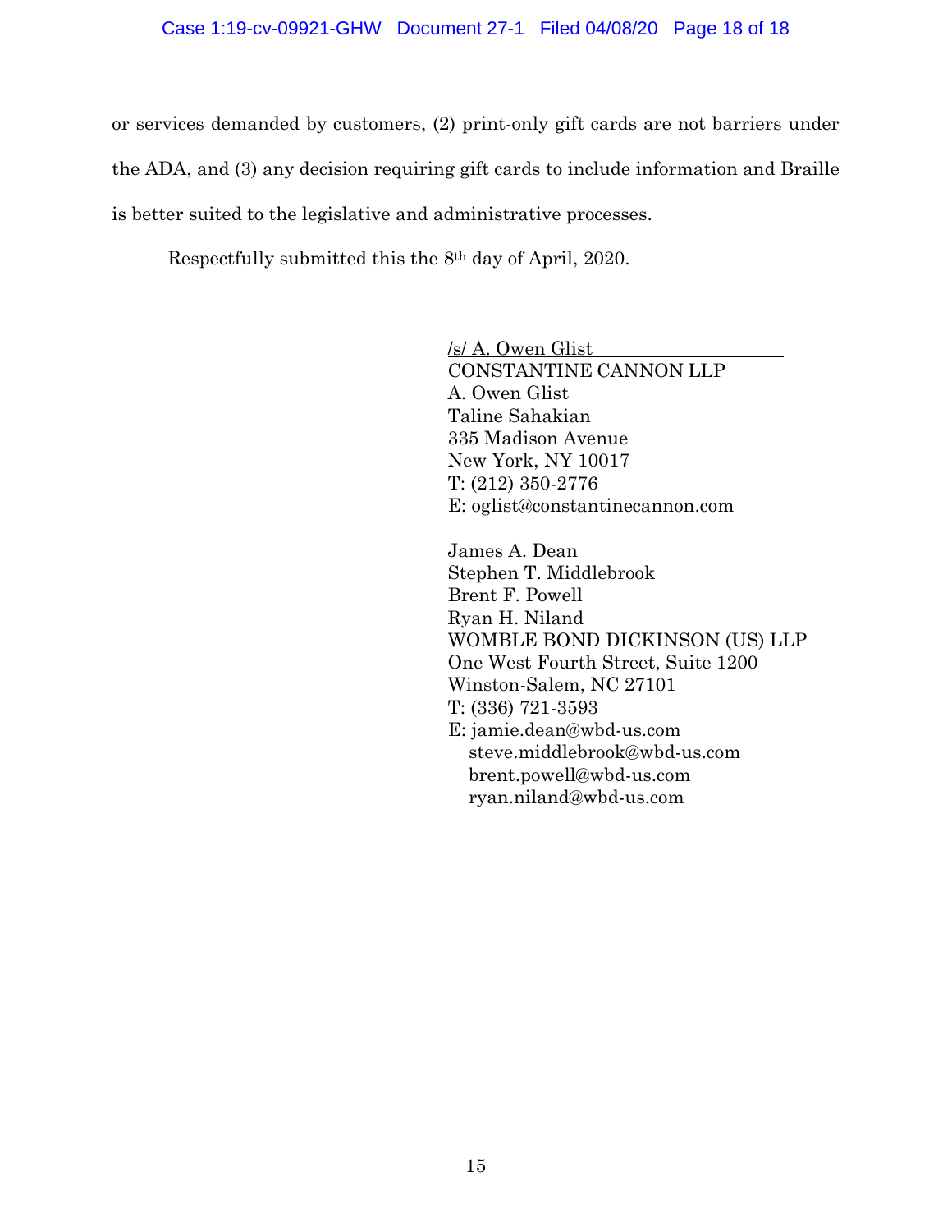or services demanded by customers, (2) print-only gift cards are not barriers under the ADA, and (3) any decision requiring gift cards to include information and Braille is better suited to the legislative and administrative processes.

Respectfully submitted this the 8th day of April, 2020.

/s/ A. Owen Glist
CONSTANTINE CANNON LLP
A. Owen Glist
Taline Sahakian
335 Madison Avenue
New York, NY 10017
T: (212) 350-2776
E: oglist@constantinecannon.com

James A. Dean
Stephen T. Middlebrook
Brent F. Powell
Ryan H. Niland
WOMBLE BOND DICKINSON (US) LLP
One West Fourth Street, Suite 1200
Winston-Salem, NC 27101
T: (336) 721-3593
E: jamie.dean@wbd-us.com
steve.middlebrook@wbd-us.com
brent.powell@wbd-us.com
ryan.niland@wbd-us.com